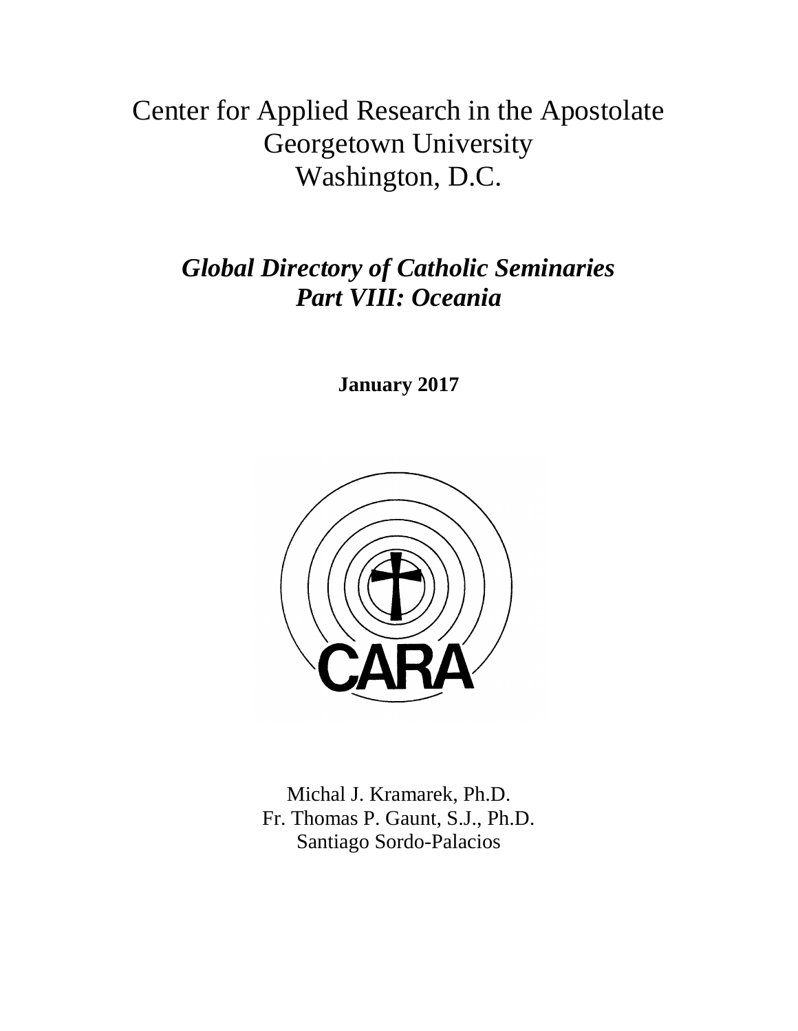Center for Applied Research in the Apostolate
Georgetown University
Washington, D.C.

# *Global Directory of Catholic Seminaries*
# *Part VIII: Oceania*

**January 2017**

CARA

Michal J. Kramarek, Ph.D.
Fr. Thomas P. Gaunt, S.J., Ph.D.
Santiago Sordo-Palacios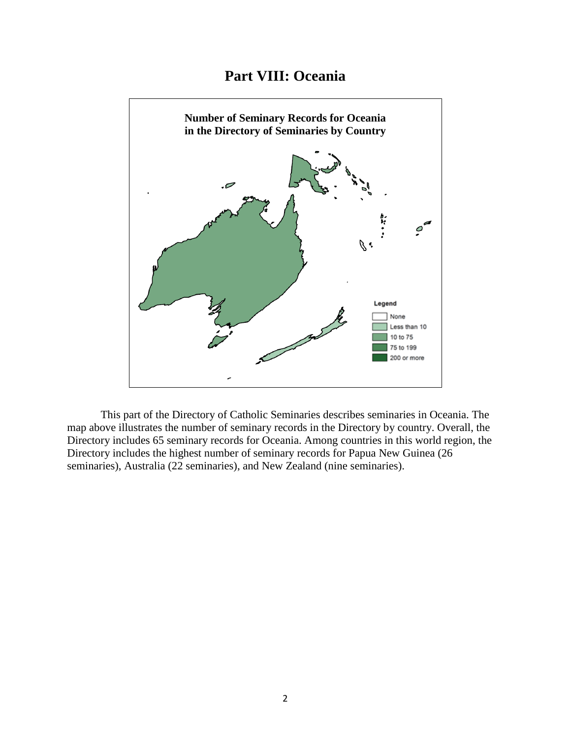# Part VIII: Oceania

**Number of Seminary Records for Oceania in the Directory of Seminaries by Country**

Legend

- None
- Less than 10
- 10 to 75
- 75 to 199
- 200 or more

This part of the Directory of Catholic Seminaries describes seminaries in Oceania. The map above illustrates the number of seminary records in the Directory by country. Overall, the Directory includes 65 seminary records for Oceania. Among countries in this world region, the Directory includes the highest number of seminary records for Papua New Guinea (26 seminaries), Australia (22 seminaries), and New Zealand (nine seminaries).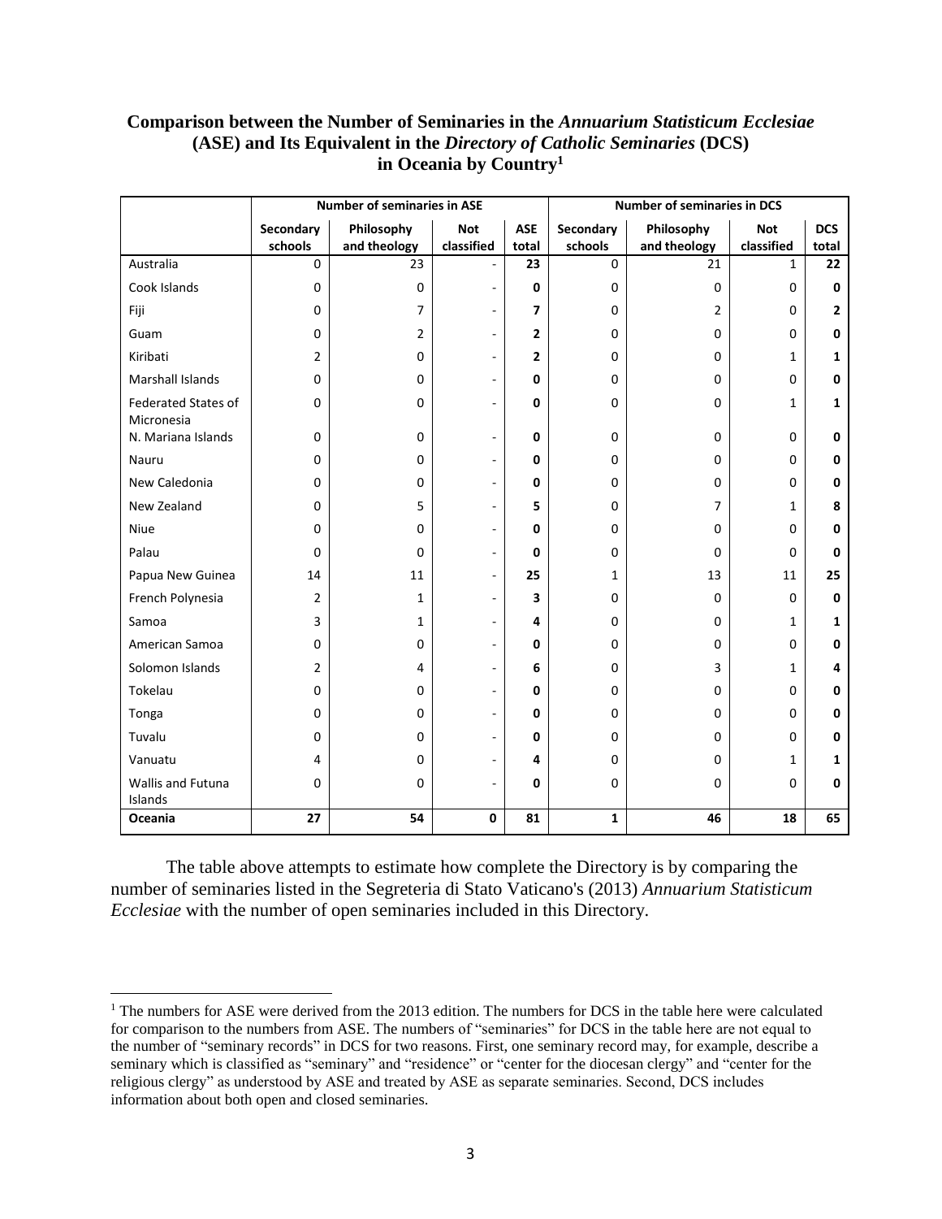**Comparison between the Number of Seminaries in the *Annuarium Statisticum Ecclesiae* (ASE) and Its Equivalent in the *Directory of Catholic Seminaries* (DCS) in Oceania by Country**[1]

| | Number of seminaries in ASE | | | | Number of seminaries in DCS | | | |
|---|---|---|---|---|---|---|---|---|
| | Secondary schools | Philosophy and theology | Not classified | ASE total | Secondary schools | Philosophy and theology | Not classified | DCS total |
| Australia | 0 | 23 | - | **23** | 0 | 21 | 1 | **22** |
| Cook Islands | 0 | 0 | - | **0** | 0 | 0 | 0 | **0** |
| Fiji | 0 | 7 | - | **7** | 0 | 2 | 0 | **2** |
| Guam | 0 | 2 | - | **2** | 0 | 0 | 0 | **0** |
| Kiribati | 2 | 0 | - | **2** | 0 | 0 | 1 | **1** |
| Marshall Islands | 0 | 0 | - | **0** | 0 | 0 | 0 | **0** |
| Federated States of Micronesia | 0 | 0 | - | **0** | 0 | 0 | 1 | **1** |
| N. Mariana Islands | 0 | 0 | - | **0** | 0 | 0 | 0 | **0** |
| Nauru | 0 | 0 | - | **0** | 0 | 0 | 0 | **0** |
| New Caledonia | 0 | 0 | - | **0** | 0 | 0 | 0 | **0** |
| New Zealand | 0 | 5 | - | **5** | 0 | 7 | 1 | **8** |
| Niue | 0 | 0 | - | **0** | 0 | 0 | 0 | **0** |
| Palau | 0 | 0 | - | **0** | 0 | 0 | 0 | **0** |
| Papua New Guinea | 14 | 11 | - | **25** | 1 | 13 | 11 | **25** |
| French Polynesia | 2 | 1 | - | **3** | 0 | 0 | 0 | **0** |
| Samoa | 3 | 1 | - | **4** | 0 | 0 | 1 | **1** |
| American Samoa | 0 | 0 | - | **0** | 0 | 0 | 0 | **0** |
| Solomon Islands | 2 | 4 | - | **6** | 0 | 3 | 1 | **4** |
| Tokelau | 0 | 0 | - | **0** | 0 | 0 | 0 | **0** |
| Tonga | 0 | 0 | - | **0** | 0 | 0 | 0 | **0** |
| Tuvalu | 0 | 0 | - | **0** | 0 | 0 | 0 | **0** |
| Vanuatu | 4 | 0 | - | **4** | 0 | 0 | 1 | **1** |
| Wallis and Futuna Islands | 0 | 0 | - | **0** | 0 | 0 | 0 | **0** |
| **Oceania** | **27** | **54** | **0** | **81** | **1** | **46** | **18** | **65** |

The table above attempts to estimate how complete the Directory is by comparing the number of seminaries listed in the Segreteria di Stato Vaticano's (2013) *Annuarium Statisticum Ecclesiae* with the number of open seminaries included in this Directory.

[1] The numbers for ASE were derived from the 2013 edition. The numbers for DCS in the table here were calculated for comparison to the numbers from ASE. The numbers of "seminaries" for DCS in the table here are not equal to the number of "seminary records" in DCS for two reasons. First, one seminary record may, for example, describe a seminary which is classified as "seminary" and "residence" or "center for the diocesan clergy" and "center for the religious clergy" as understood by ASE and treated by ASE as separate seminaries. Second, DCS includes information about both open and closed seminaries.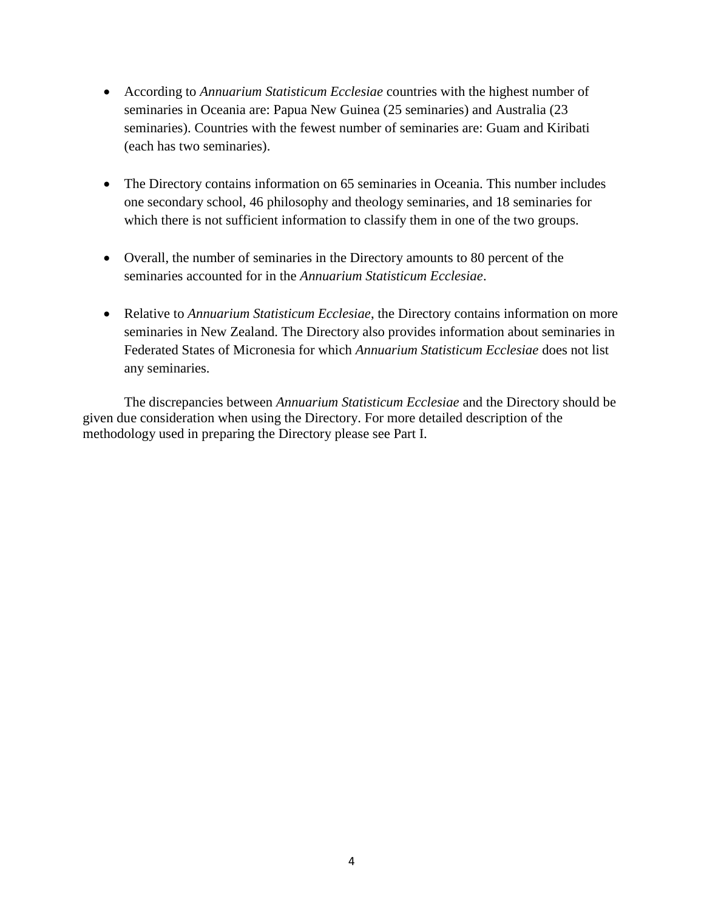- According to *Annuarium Statisticum Ecclesiae* countries with the highest number of seminaries in Oceania are: Papua New Guinea (25 seminaries) and Australia (23 seminaries). Countries with the fewest number of seminaries are: Guam and Kiribati (each has two seminaries).

- The Directory contains information on 65 seminaries in Oceania. This number includes one secondary school, 46 philosophy and theology seminaries, and 18 seminaries for which there is not sufficient information to classify them in one of the two groups.

- Overall, the number of seminaries in the Directory amounts to 80 percent of the seminaries accounted for in the *Annuarium Statisticum Ecclesiae*.

- Relative to *Annuarium Statisticum Ecclesiae*, the Directory contains information on more seminaries in New Zealand. The Directory also provides information about seminaries in Federated States of Micronesia for which *Annuarium Statisticum Ecclesiae* does not list any seminaries.

The discrepancies between *Annuarium Statisticum Ecclesiae* and the Directory should be given due consideration when using the Directory. For more detailed description of the methodology used in preparing the Directory please see Part I.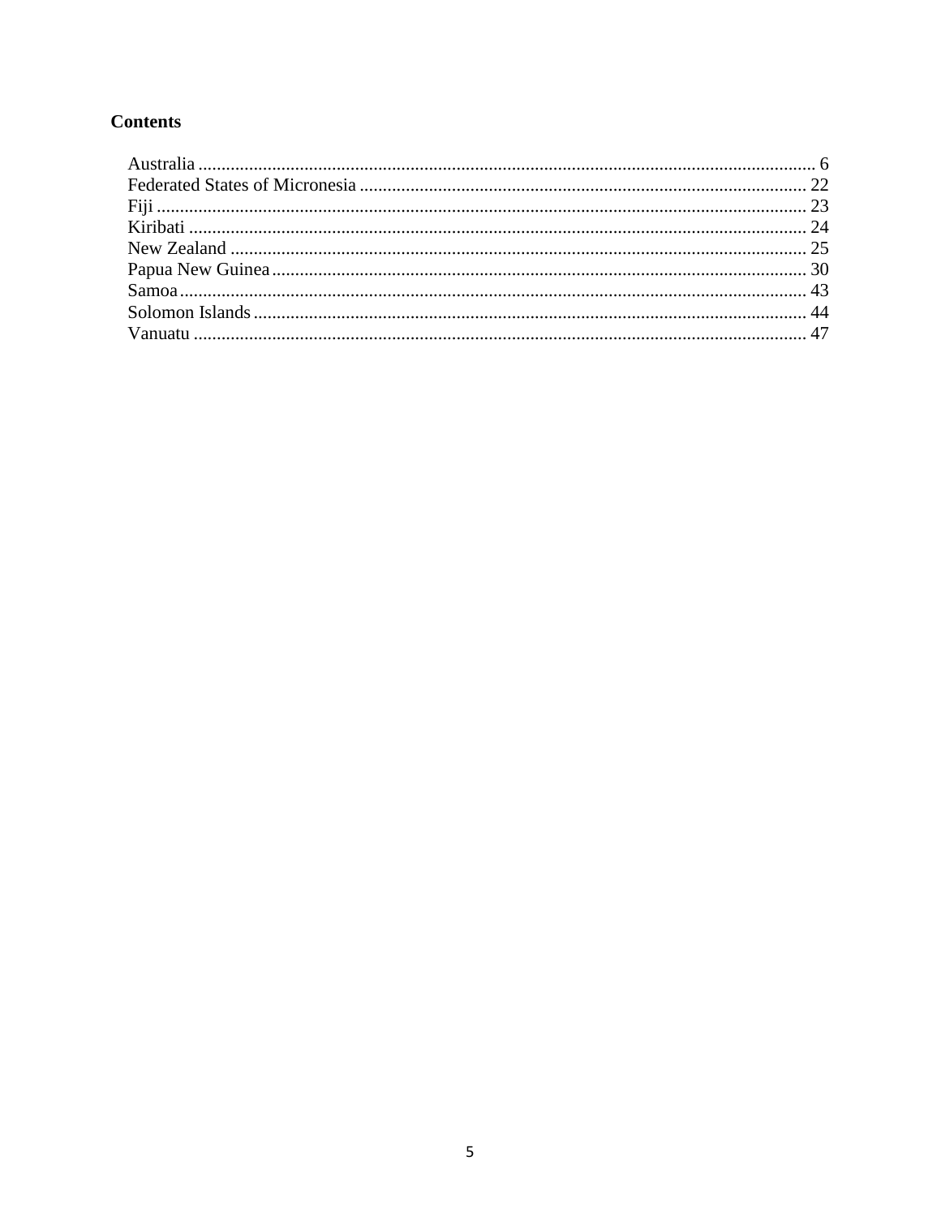**Contents**

Australia ..................................................................................................................... 6
Federated States of Micronesia ................................................................................ 22
Fiji ............................................................................................................................. 23
Kiribati ...................................................................................................................... 24
New Zealand ............................................................................................................ 25
Papua New Guinea ................................................................................................... 30
Samoa ........................................................................................................................ 43
Solomon Islands ....................................................................................................... 44
Vanuatu ..................................................................................................................... 47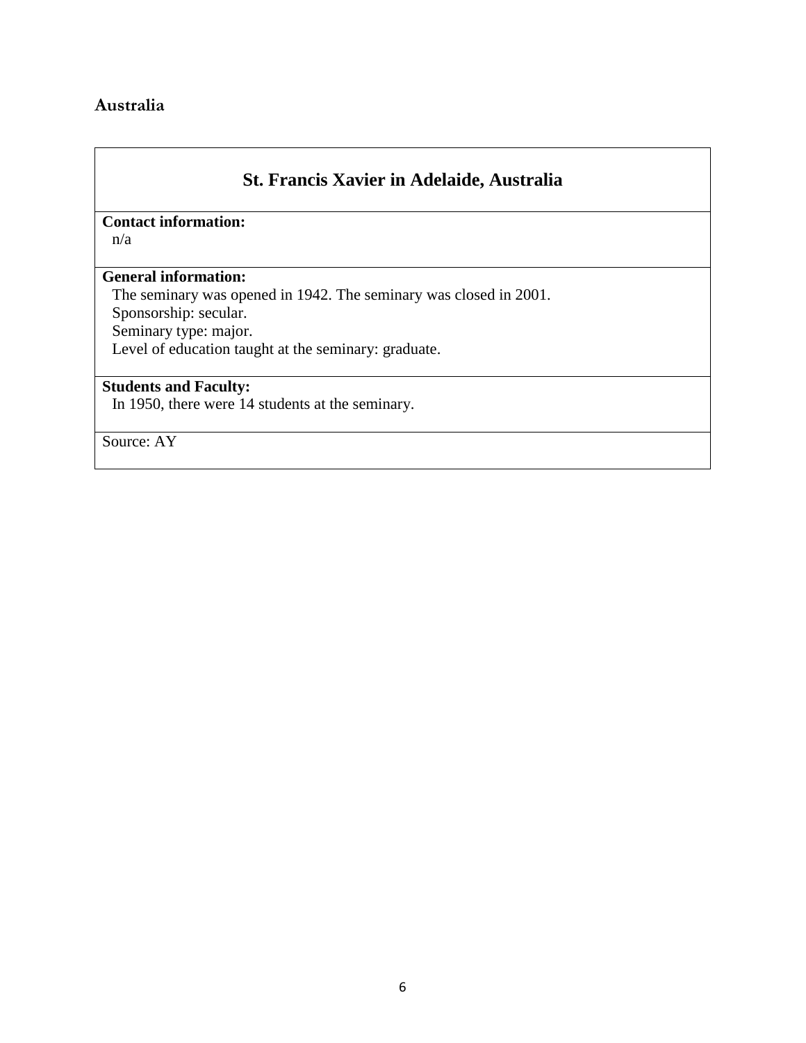## Australia

### St. Francis Xavier in Adelaide, Australia

**Contact information:**
n/a

**General information:**
The seminary was opened in 1942. The seminary was closed in 2001.
Sponsorship: secular.
Seminary type: major.
Level of education taught at the seminary: graduate.

**Students and Faculty:**
In 1950, there were 14 students at the seminary.

Source: AY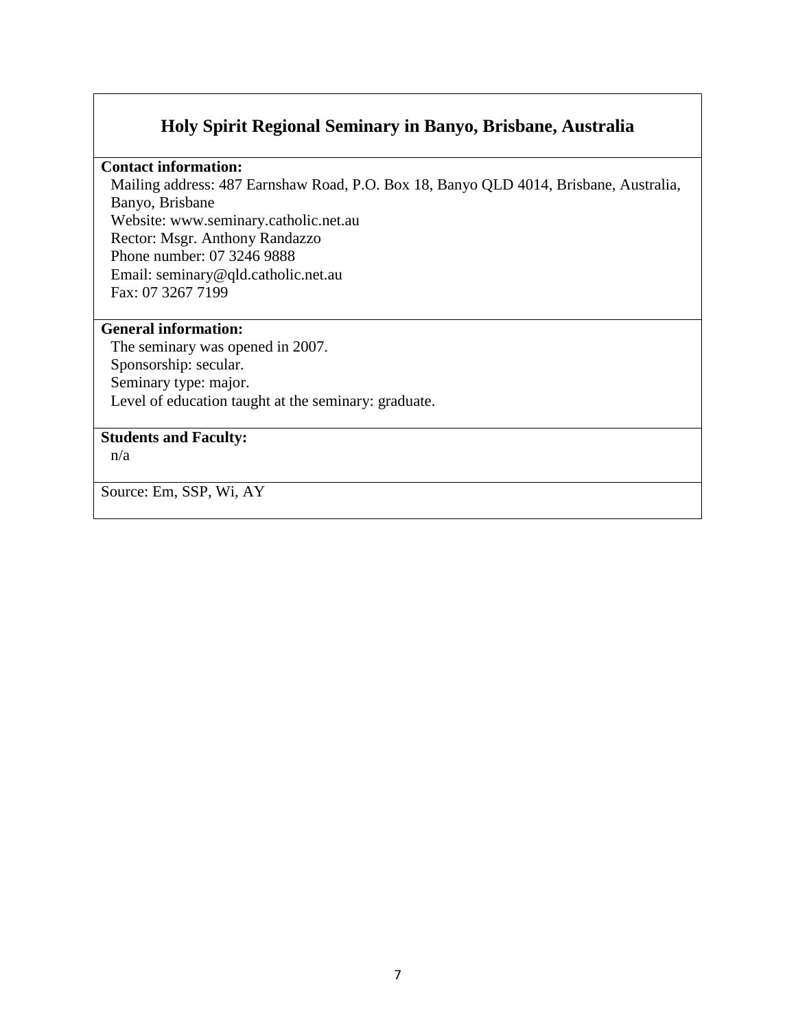## Holy Spirit Regional Seminary in Banyo, Brisbane, Australia

**Contact information:**

Mailing address: 487 Earnshaw Road, P.O. Box 18, Banyo QLD 4014, Brisbane, Australia, Banyo, Brisbane
Website: www.seminary.catholic.net.au
Rector: Msgr. Anthony Randazzo
Phone number: 07 3246 9888
Email: seminary@qld.catholic.net.au
Fax: 07 3267 7199

**General information:**

The seminary was opened in 2007.
Sponsorship: secular.
Seminary type: major.
Level of education taught at the seminary: graduate.

**Students and Faculty:**

n/a

Source: Em, SSP, Wi, AY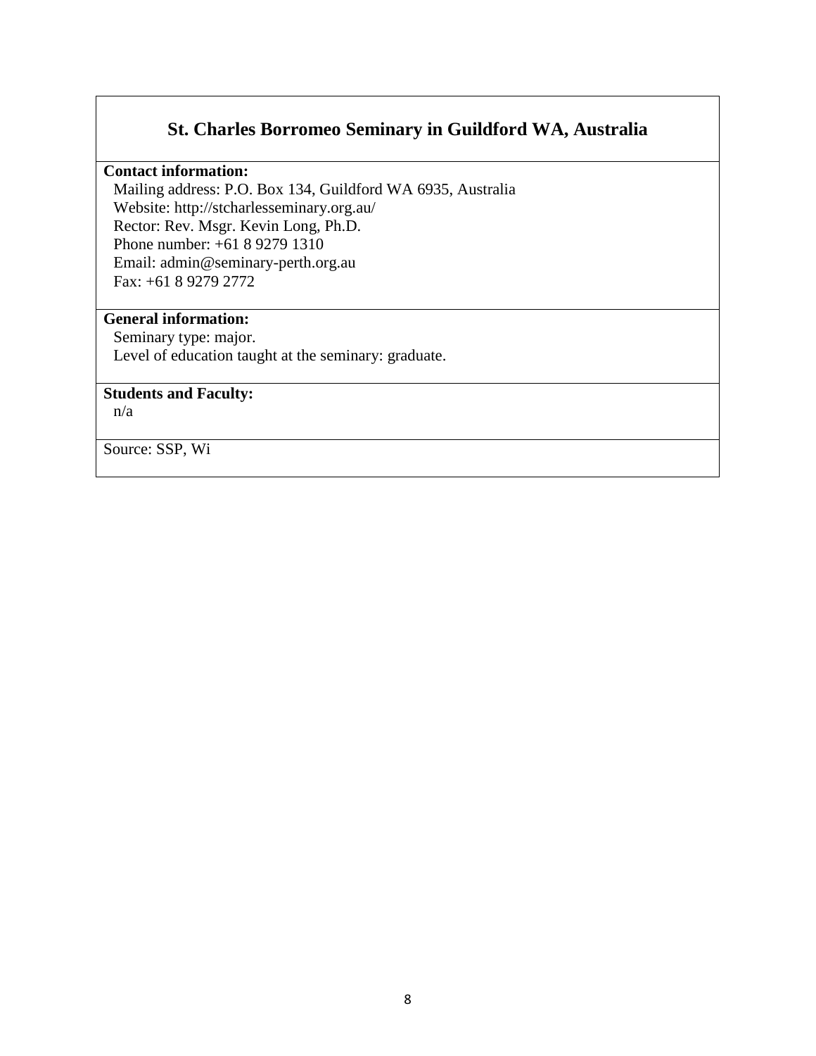## St. Charles Borromeo Seminary in Guildford WA, Australia

**Contact information:**

Mailing address: P.O. Box 134, Guildford WA 6935, Australia
Website: http://stcharlesseminary.org.au/
Rector: Rev. Msgr. Kevin Long, Ph.D.
Phone number: +61 8 9279 1310
Email: admin@seminary-perth.org.au
Fax: +61 8 9279 2772

**General information:**

Seminary type: major.
Level of education taught at the seminary: graduate.

**Students and Faculty:**

n/a

Source: SSP, Wi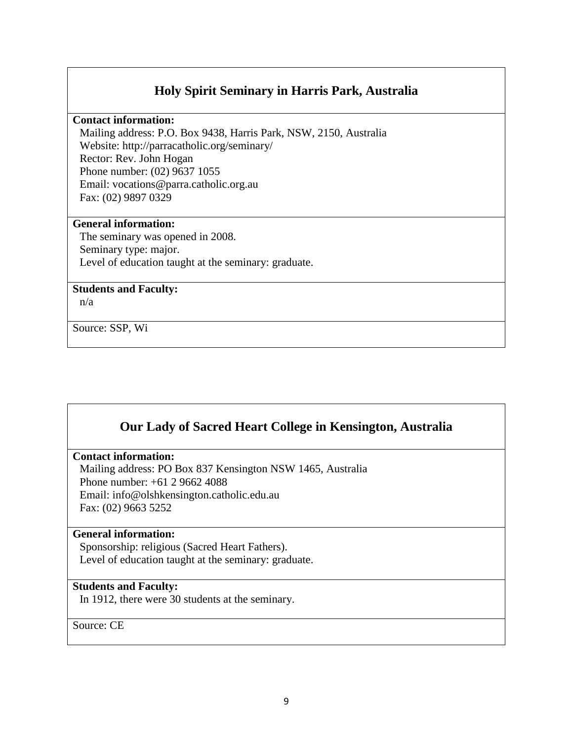## Holy Spirit Seminary in Harris Park, Australia

**Contact information:**

Mailing address: P.O. Box 9438, Harris Park, NSW, 2150, Australia
Website: http://parracatholic.org/seminary/
Rector: Rev. John Hogan
Phone number: (02) 9637 1055
Email: vocations@parra.catholic.org.au
Fax: (02) 9897 0329

**General information:**

The seminary was opened in 2008.
Seminary type: major.
Level of education taught at the seminary: graduate.

**Students and Faculty:**

n/a

Source: SSP, Wi

## Our Lady of Sacred Heart College in Kensington, Australia

**Contact information:**

Mailing address: PO Box 837 Kensington NSW 1465, Australia
Phone number: +61 2 9662 4088
Email: info@olshkensington.catholic.edu.au
Fax: (02) 9663 5252

**General information:**

Sponsorship: religious (Sacred Heart Fathers).
Level of education taught at the seminary: graduate.

**Students and Faculty:**

In 1912, there were 30 students at the seminary.

Source: CE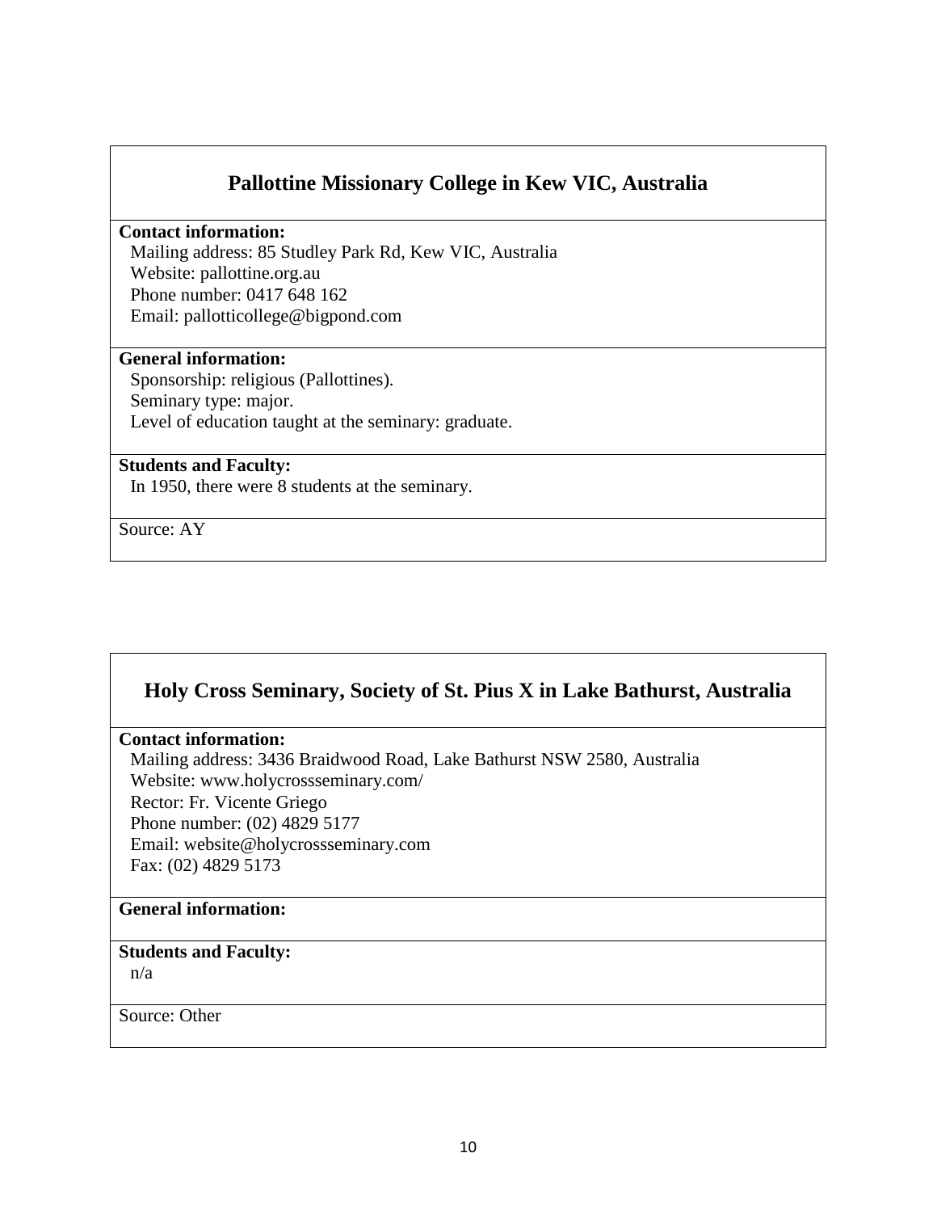## Pallottine Missionary College in Kew VIC, Australia

**Contact information:**

Mailing address: 85 Studley Park Rd, Kew VIC, Australia
Website: pallottine.org.au
Phone number: 0417 648 162
Email: pallotticollege@bigpond.com

**General information:**

Sponsorship: religious (Pallottines).
Seminary type: major.
Level of education taught at the seminary: graduate.

**Students and Faculty:**

In 1950, there were 8 students at the seminary.

Source: AY

## Holy Cross Seminary, Society of St. Pius X in Lake Bathurst, Australia

**Contact information:**

Mailing address: 3436 Braidwood Road, Lake Bathurst NSW 2580, Australia
Website: www.holycrossseminary.com/
Rector: Fr. Vicente Griego
Phone number: (02) 4829 5177
Email: website@holycrossseminary.com
Fax: (02) 4829 5173

**General information:**

**Students and Faculty:**

n/a

Source: Other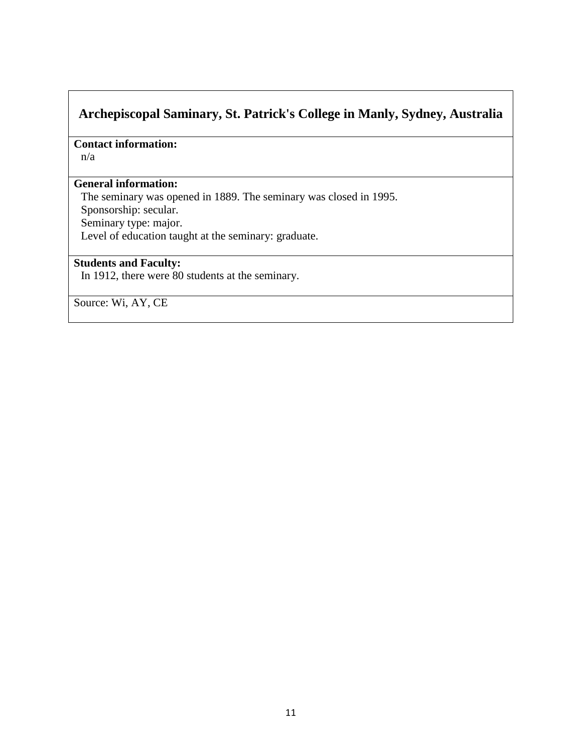## Archepiscopal Saminary, St. Patrick's College in Manly, Sydney, Australia

**Contact information:**
n/a

**General information:**
The seminary was opened in 1889. The seminary was closed in 1995.
Sponsorship: secular.
Seminary type: major.
Level of education taught at the seminary: graduate.

**Students and Faculty:**
In 1912, there were 80 students at the seminary.

Source: Wi, AY, CE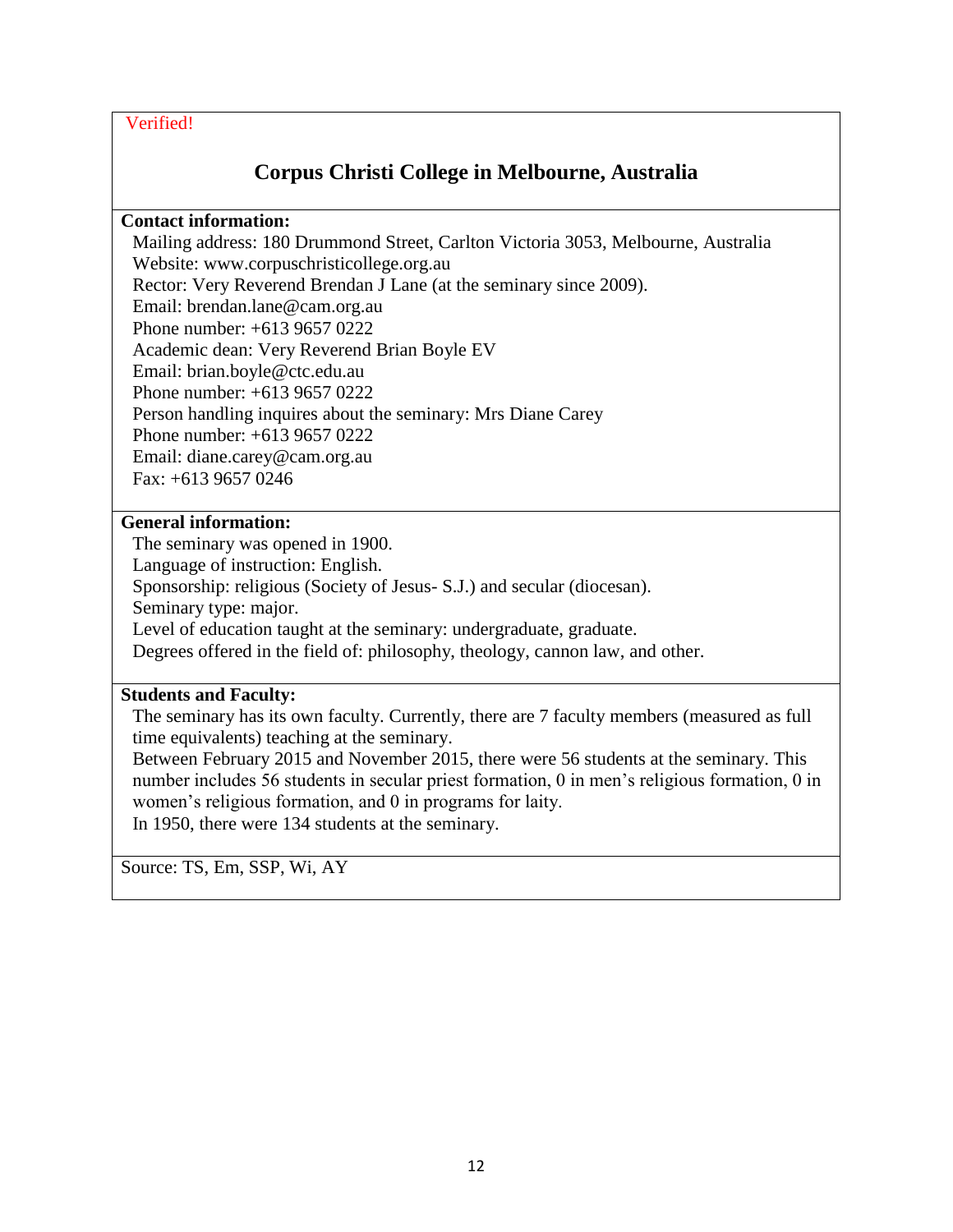Verified!

## Corpus Christi College in Melbourne, Australia

**Contact information:**

Mailing address: 180 Drummond Street, Carlton Victoria 3053, Melbourne, Australia
Website: www.corpuschristicollege.org.au
Rector: Very Reverend Brendan J Lane (at the seminary since 2009).
Email: brendan.lane@cam.org.au
Phone number: +613 9657 0222
Academic dean: Very Reverend Brian Boyle EV
Email: brian.boyle@ctc.edu.au
Phone number: +613 9657 0222
Person handling inquires about the seminary: Mrs Diane Carey
Phone number: +613 9657 0222
Email: diane.carey@cam.org.au
Fax: +613 9657 0246

**General information:**

The seminary was opened in 1900.
Language of instruction: English.
Sponsorship: religious (Society of Jesus- S.J.) and secular (diocesan).
Seminary type: major.
Level of education taught at the seminary: undergraduate, graduate.
Degrees offered in the field of: philosophy, theology, cannon law, and other.

**Students and Faculty:**

The seminary has its own faculty. Currently, there are 7 faculty members (measured as full time equivalents) teaching at the seminary.
Between February 2015 and November 2015, there were 56 students at the seminary. This number includes 56 students in secular priest formation, 0 in men's religious formation, 0 in women's religious formation, and 0 in programs for laity.
In 1950, there were 134 students at the seminary.

Source: TS, Em, SSP, Wi, AY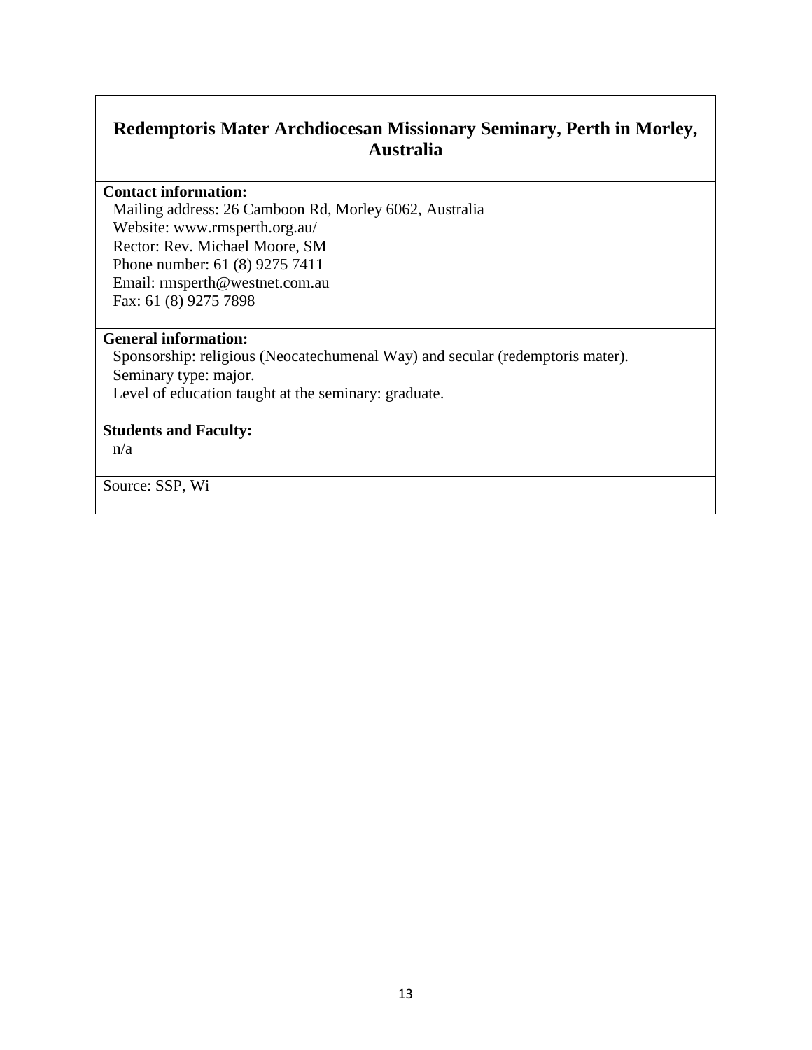## Redemptoris Mater Archdiocesan Missionary Seminary, Perth in Morley, Australia

**Contact information:**

Mailing address: 26 Camboon Rd, Morley 6062, Australia
Website: www.rmsperth.org.au/
Rector: Rev. Michael Moore, SM
Phone number: 61 (8) 9275 7411
Email: rmsperth@westnet.com.au
Fax: 61 (8) 9275 7898

**General information:**

Sponsorship: religious (Neocatechumenal Way) and secular (redemptoris mater).
Seminary type: major.
Level of education taught at the seminary: graduate.

**Students and Faculty:**

n/a

Source: SSP, Wi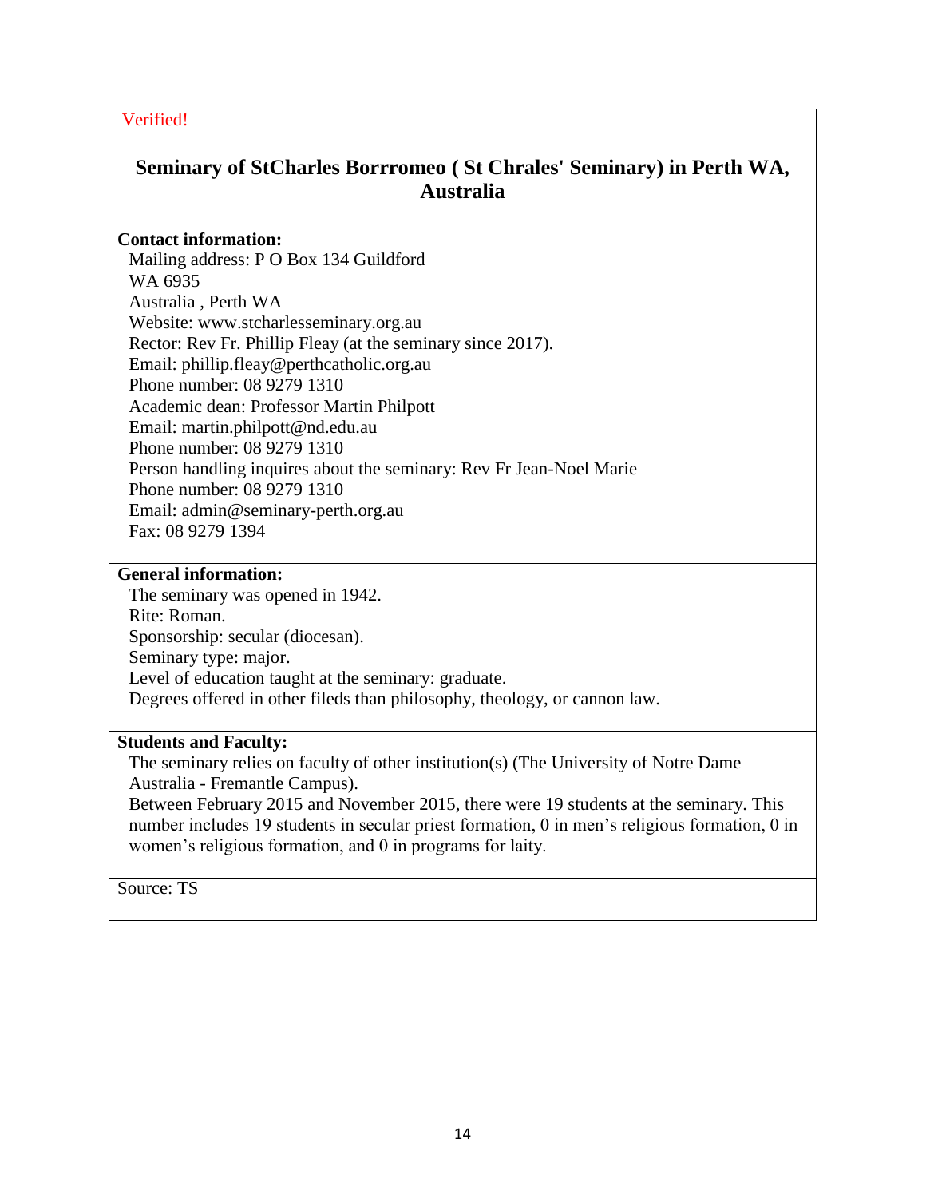Verified!

## Seminary of StCharles Borrromeo ( St Chrales' Seminary) in Perth WA, Australia

**Contact information:**

Mailing address: P O Box 134 Guildford
WA 6935
Australia , Perth WA
Website: www.stcharlesseminary.org.au
Rector: Rev Fr. Phillip Fleay (at the seminary since 2017).
Email: phillip.fleay@perthcatholic.org.au
Phone number: 08 9279 1310
Academic dean: Professor Martin Philpott
Email: martin.philpott@nd.edu.au
Phone number: 08 9279 1310
Person handling inquires about the seminary: Rev Fr Jean-Noel Marie
Phone number: 08 9279 1310
Email: admin@seminary-perth.org.au
Fax: 08 9279 1394

**General information:**

The seminary was opened in 1942.
Rite: Roman.
Sponsorship: secular (diocesan).
Seminary type: major.
Level of education taught at the seminary: graduate.
Degrees offered in other fileds than philosophy, theology, or cannon law.

**Students and Faculty:**

The seminary relies on faculty of other institution(s) (The University of Notre Dame Australia - Fremantle Campus).
Between February 2015 and November 2015, there were 19 students at the seminary. This number includes 19 students in secular priest formation, 0 in men's religious formation, 0 in women's religious formation, and 0 in programs for laity.

Source: TS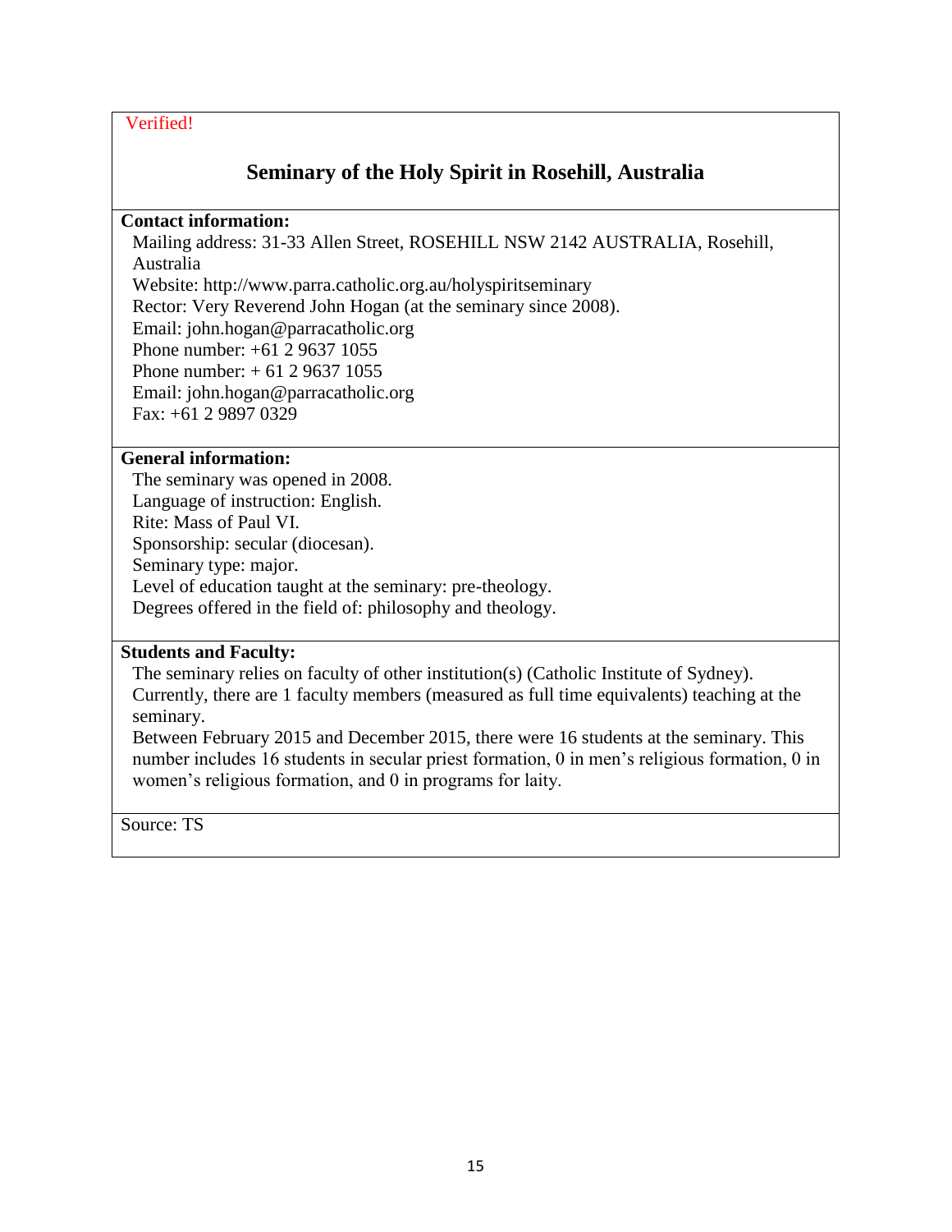Verified!

## Seminary of the Holy Spirit in Rosehill, Australia

**Contact information:**

Mailing address: 31-33 Allen Street, ROSEHILL NSW 2142 AUSTRALIA, Rosehill, Australia
Website: http://www.parra.catholic.org.au/holyspiritseminary
Rector: Very Reverend John Hogan (at the seminary since 2008).
Email: john.hogan@parracatholic.org
Phone number: +61 2 9637 1055
Phone number: + 61 2 9637 1055
Email: john.hogan@parracatholic.org
Fax: +61 2 9897 0329

**General information:**

The seminary was opened in 2008.
Language of instruction: English.
Rite: Mass of Paul VI.
Sponsorship: secular (diocesan).
Seminary type: major.
Level of education taught at the seminary: pre-theology.
Degrees offered in the field of: philosophy and theology.

**Students and Faculty:**

The seminary relies on faculty of other institution(s) (Catholic Institute of Sydney).
Currently, there are 1 faculty members (measured as full time equivalents) teaching at the seminary.
Between February 2015 and December 2015, there were 16 students at the seminary. This number includes 16 students in secular priest formation, 0 in men's religious formation, 0 in women's religious formation, and 0 in programs for laity.

Source: TS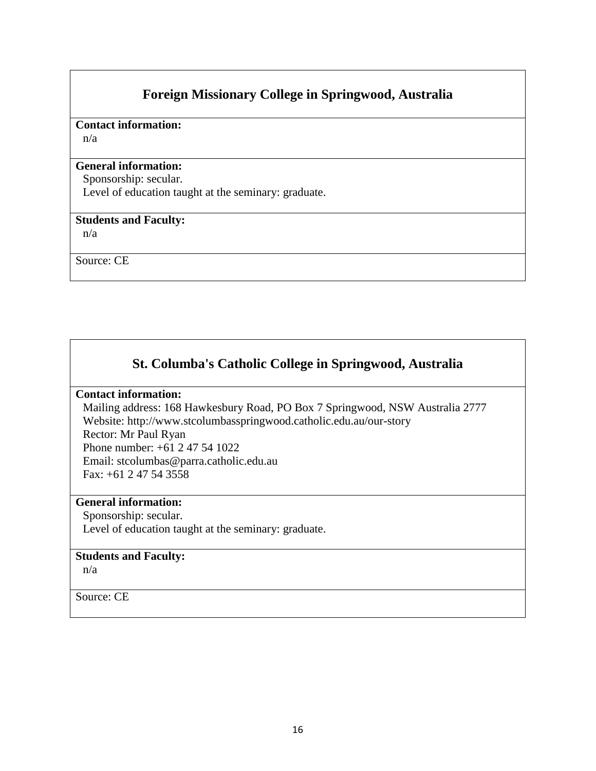## Foreign Missionary College in Springwood, Australia

**Contact information:**

n/a

**General information:**

Sponsorship: secular.
Level of education taught at the seminary: graduate.

**Students and Faculty:**

n/a

Source: CE

## St. Columba's Catholic College in Springwood, Australia

**Contact information:**

Mailing address: 168 Hawkesbury Road, PO Box 7 Springwood, NSW Australia 2777
Website: http://www.stcolumbasspringwood.catholic.edu.au/our-story
Rector: Mr Paul Ryan
Phone number: +61 2 47 54 1022
Email: stcolumbas@parra.catholic.edu.au
Fax: +61 2 47 54 3558

**General information:**

Sponsorship: secular.
Level of education taught at the seminary: graduate.

**Students and Faculty:**

n/a

Source: CE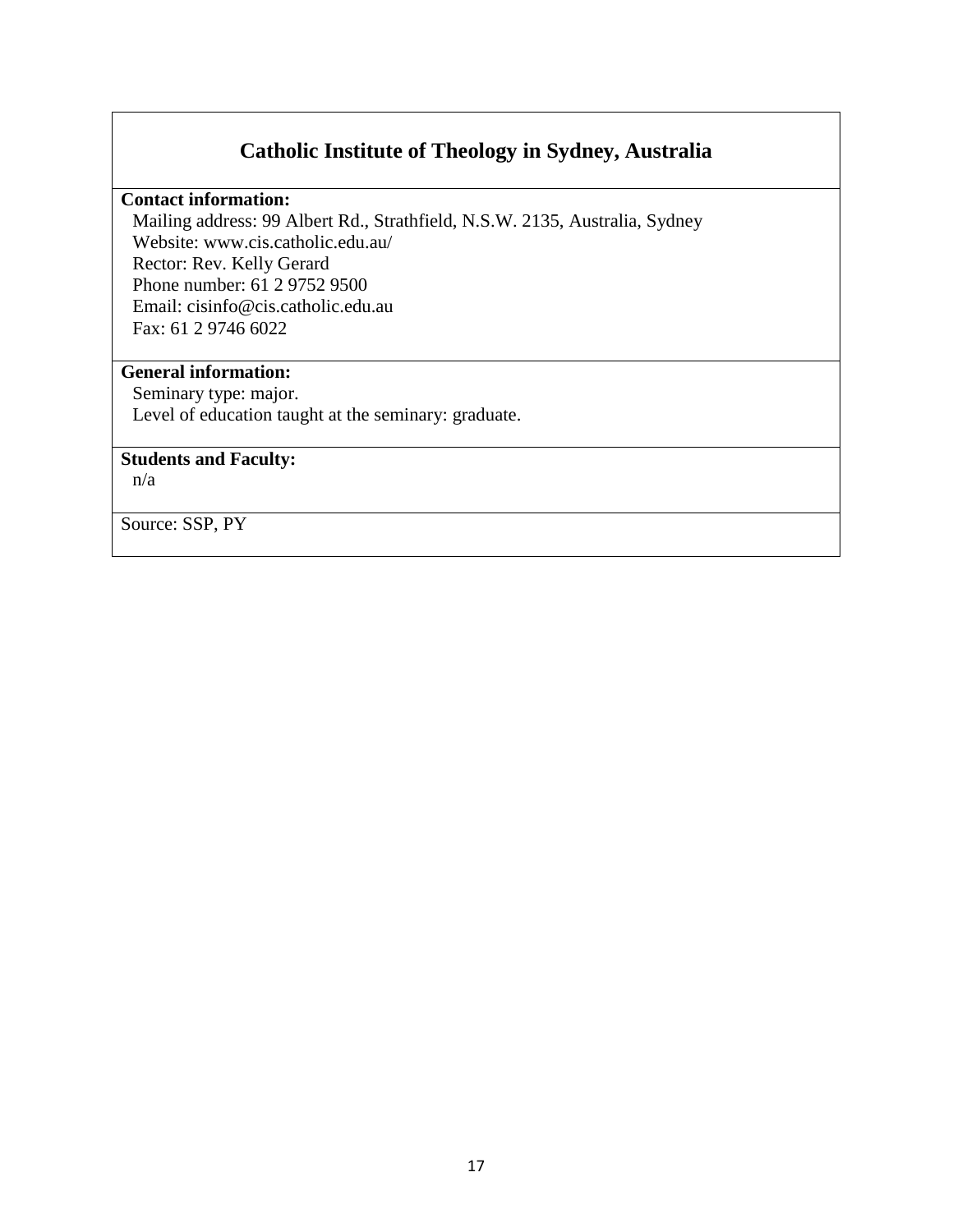## Catholic Institute of Theology in Sydney, Australia

**Contact information:**

Mailing address: 99 Albert Rd., Strathfield, N.S.W. 2135, Australia, Sydney
Website: www.cis.catholic.edu.au/
Rector: Rev. Kelly Gerard
Phone number: 61 2 9752 9500
Email: cisinfo@cis.catholic.edu.au
Fax: 61 2 9746 6022

**General information:**

Seminary type: major.
Level of education taught at the seminary: graduate.

**Students and Faculty:**

n/a

Source: SSP, PY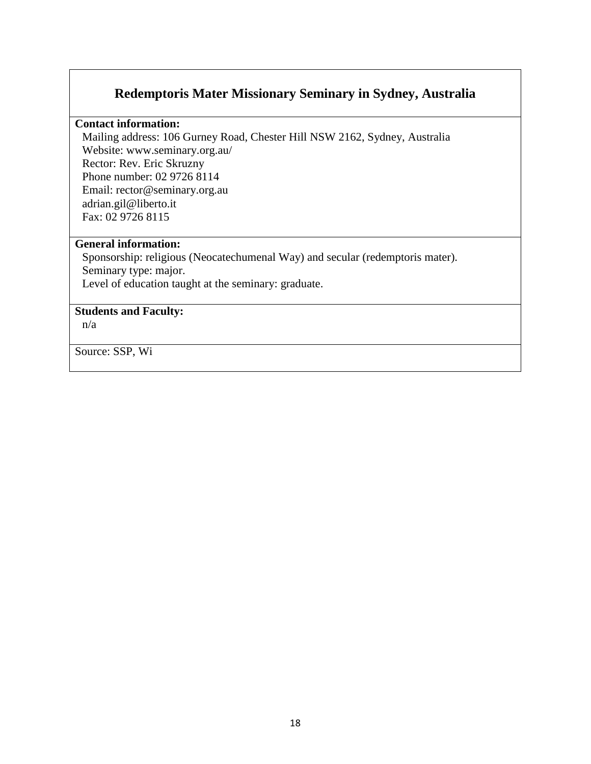## Redemptoris Mater Missionary Seminary in Sydney, Australia

**Contact information:**

Mailing address: 106 Gurney Road, Chester Hill NSW 2162, Sydney, Australia
Website: www.seminary.org.au/
Rector: Rev. Eric Skruzny
Phone number: 02 9726 8114
Email: rector@seminary.org.au
adrian.gil@liberto.it
Fax: 02 9726 8115

**General information:**

Sponsorship: religious (Neocatechumenal Way) and secular (redemptoris mater).
Seminary type: major.
Level of education taught at the seminary: graduate.

**Students and Faculty:**

n/a

Source: SSP, Wi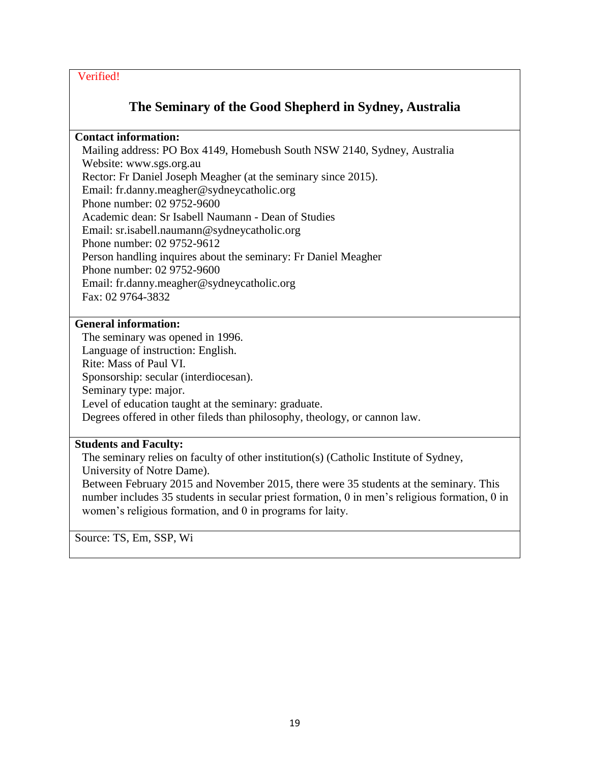Verified!

## The Seminary of the Good Shepherd in Sydney, Australia

**Contact information:**

Mailing address: PO Box 4149, Homebush South NSW 2140, Sydney, Australia
Website: www.sgs.org.au
Rector: Fr Daniel Joseph Meagher (at the seminary since 2015).
Email: fr.danny.meagher@sydneycatholic.org
Phone number: 02 9752-9600
Academic dean: Sr Isabell Naumann - Dean of Studies
Email: sr.isabell.naumann@sydneycatholic.org
Phone number: 02 9752-9612
Person handling inquires about the seminary: Fr Daniel Meagher
Phone number: 02 9752-9600
Email: fr.danny.meagher@sydneycatholic.org
Fax: 02 9764-3832

**General information:**

The seminary was opened in 1996.
Language of instruction: English.
Rite: Mass of Paul VI.
Sponsorship: secular (interdiocesan).
Seminary type: major.
Level of education taught at the seminary: graduate.
Degrees offered in other fileds than philosophy, theology, or cannon law.

**Students and Faculty:**

The seminary relies on faculty of other institution(s) (Catholic Institute of Sydney, University of Notre Dame).
Between February 2015 and November 2015, there were 35 students at the seminary. This number includes 35 students in secular priest formation, 0 in men's religious formation, 0 in women's religious formation, and 0 in programs for laity.

Source: TS, Em, SSP, Wi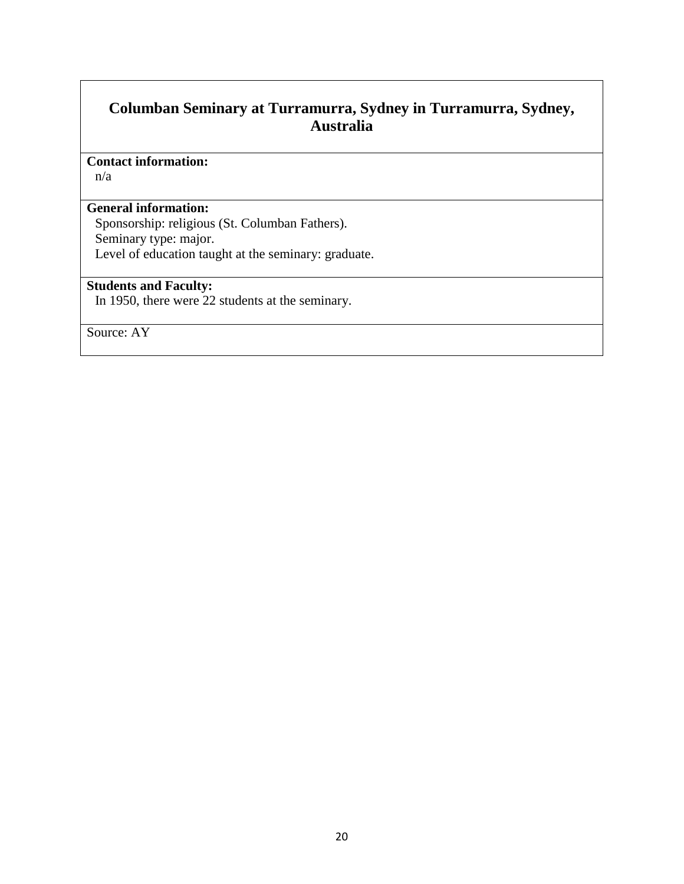## Columban Seminary at Turramurra, Sydney in Turramurra, Sydney, Australia

**Contact information:**

n/a

**General information:**

Sponsorship: religious (St. Columban Fathers).
Seminary type: major.
Level of education taught at the seminary: graduate.

**Students and Faculty:**

In 1950, there were 22 students at the seminary.

Source: AY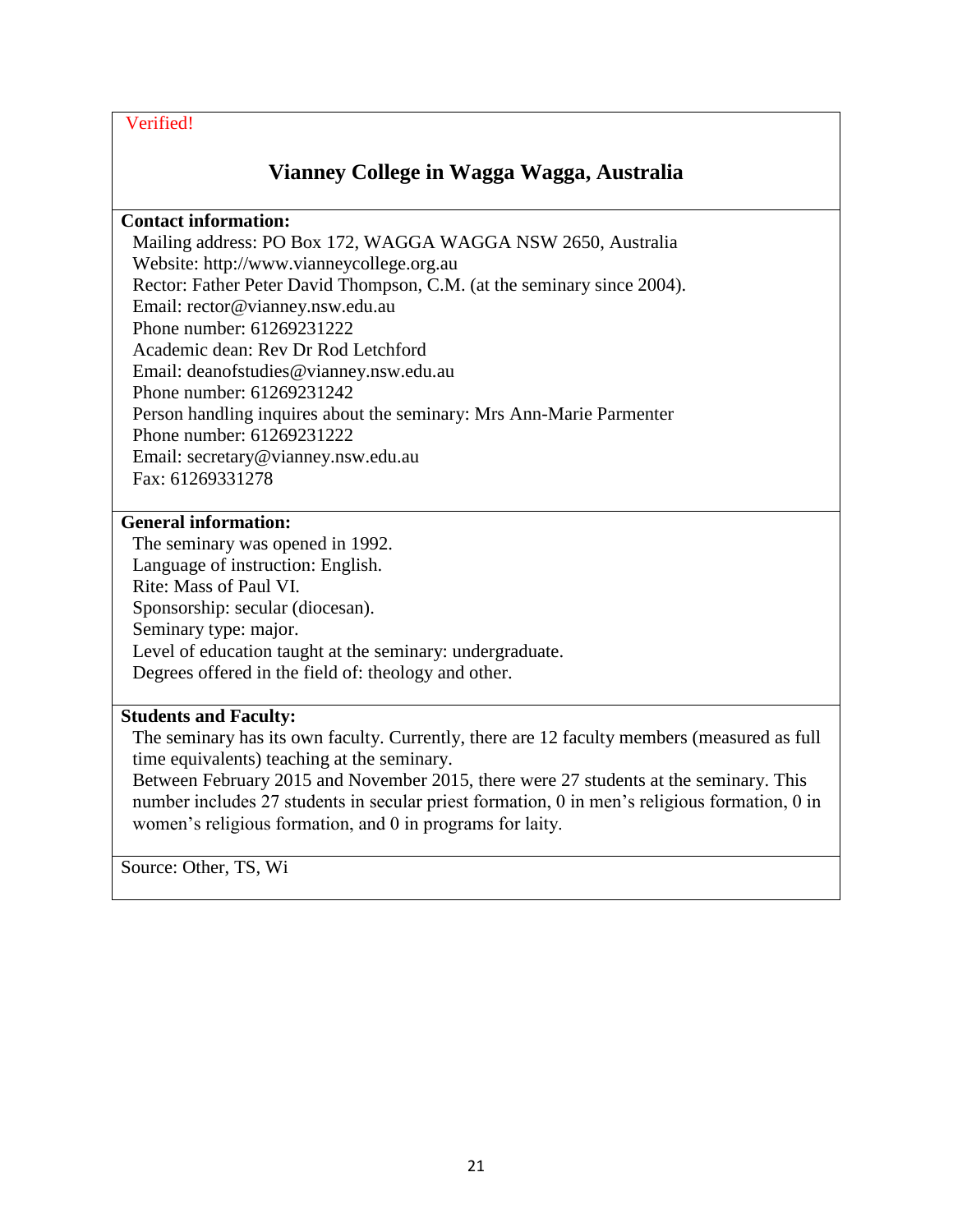Verified!

## Vianney College in Wagga Wagga, Australia

**Contact information:**

Mailing address: PO Box 172, WAGGA WAGGA NSW 2650, Australia
Website: http://www.vianneycollege.org.au
Rector: Father Peter David Thompson, C.M. (at the seminary since 2004).
Email: rector@vianney.nsw.edu.au
Phone number: 61269231222
Academic dean: Rev Dr Rod Letchford
Email: deanofstudies@vianney.nsw.edu.au
Phone number: 61269231242
Person handling inquires about the seminary: Mrs Ann-Marie Parmenter
Phone number: 61269231222
Email: secretary@vianney.nsw.edu.au
Fax: 61269331278

**General information:**

The seminary was opened in 1992.
Language of instruction: English.
Rite: Mass of Paul VI.
Sponsorship: secular (diocesan).
Seminary type: major.
Level of education taught at the seminary: undergraduate.
Degrees offered in the field of: theology and other.

**Students and Faculty:**

The seminary has its own faculty. Currently, there are 12 faculty members (measured as full time equivalents) teaching at the seminary.
Between February 2015 and November 2015, there were 27 students at the seminary. This number includes 27 students in secular priest formation, 0 in men's religious formation, 0 in women's religious formation, and 0 in programs for laity.

Source: Other, TS, Wi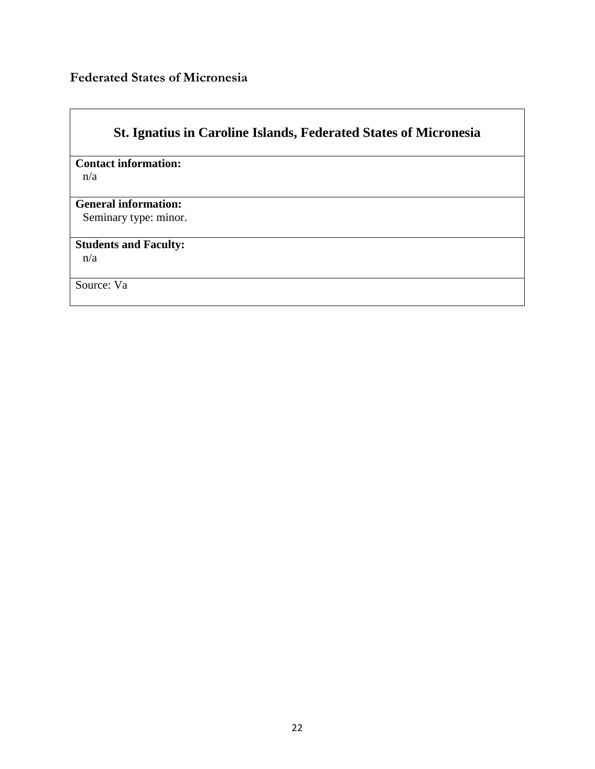## Federated States of Micronesia

| St. Ignatius in Caroline Islands, Federated States of Micronesia |
|---|
| **Contact information:**<br>n/a |
| **General information:**<br>Seminary type: minor. |
| **Students and Faculty:**<br>n/a |
| Source: Va |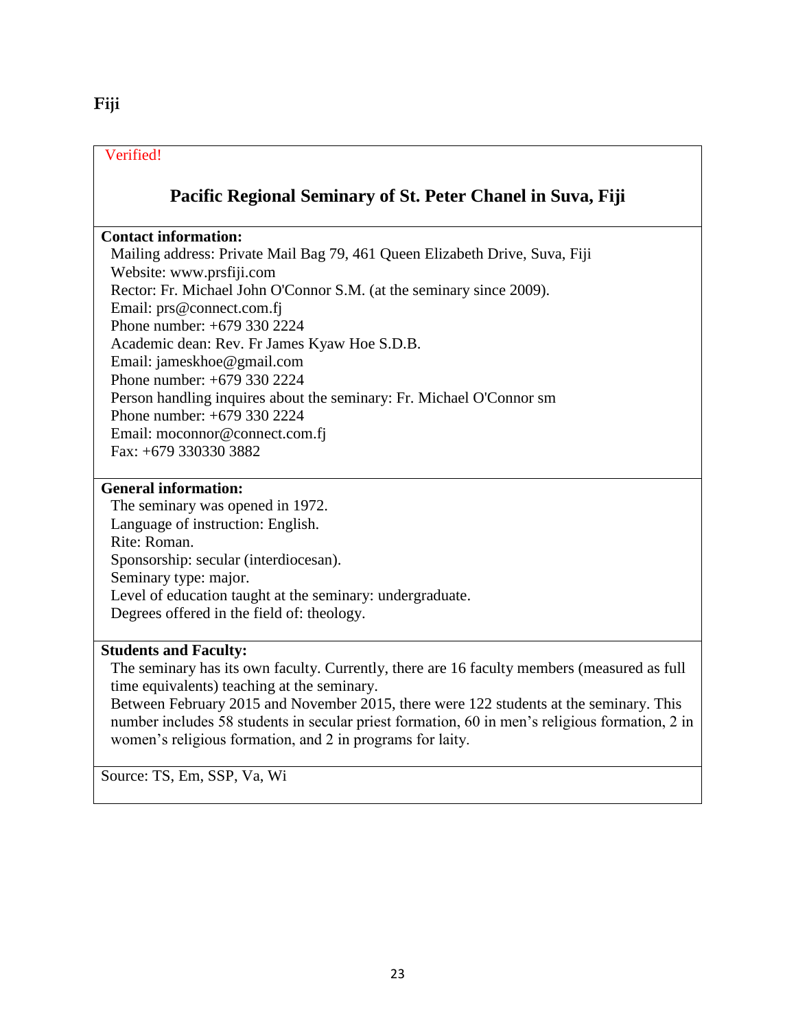# Fiji

Verified!

## Pacific Regional Seminary of St. Peter Chanel in Suva, Fiji

**Contact information:**

Mailing address: Private Mail Bag 79, 461 Queen Elizabeth Drive, Suva, Fiji
Website: www.prsfiji.com
Rector: Fr. Michael John O'Connor S.M. (at the seminary since 2009).
Email: prs@connect.com.fj
Phone number: +679 330 2224
Academic dean: Rev. Fr James Kyaw Hoe S.D.B.
Email: jameskhoe@gmail.com
Phone number: +679 330 2224
Person handling inquires about the seminary: Fr. Michael O'Connor sm
Phone number: +679 330 2224
Email: moconnor@connect.com.fj
Fax: +679 330330 3882

**General information:**

The seminary was opened in 1972.
Language of instruction: English.
Rite: Roman.
Sponsorship: secular (interdiocesan).
Seminary type: major.
Level of education taught at the seminary: undergraduate.
Degrees offered in the field of: theology.

**Students and Faculty:**

The seminary has its own faculty. Currently, there are 16 faculty members (measured as full time equivalents) teaching at the seminary.
Between February 2015 and November 2015, there were 122 students at the seminary. This number includes 58 students in secular priest formation, 60 in men's religious formation, 2 in women's religious formation, and 2 in programs for laity.

Source: TS, Em, SSP, Va, Wi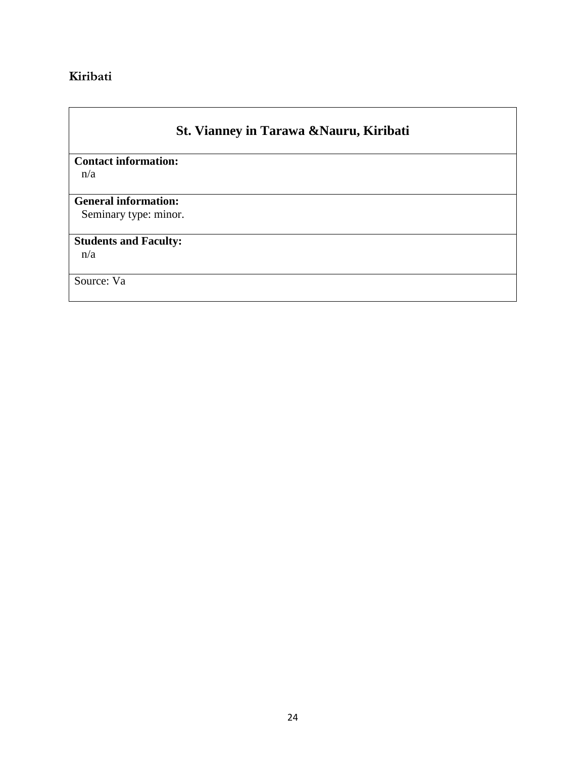## Kiribati

### St. Vianney in Tarawa &Nauru, Kiribati

**Contact information:**
n/a

**General information:**
Seminary type: minor.

**Students and Faculty:**
n/a

Source: Va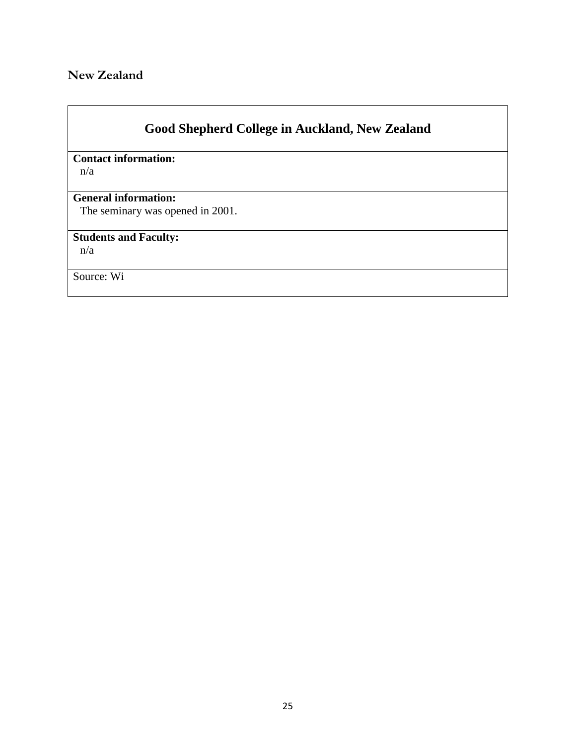## New Zealand

| Good Shepherd College in Auckland, New Zealand |
|---|
| **Contact information:**<br>n/a |
| **General information:**<br>The seminary was opened in 2001. |
| **Students and Faculty:**<br>n/a |
| Source: Wi |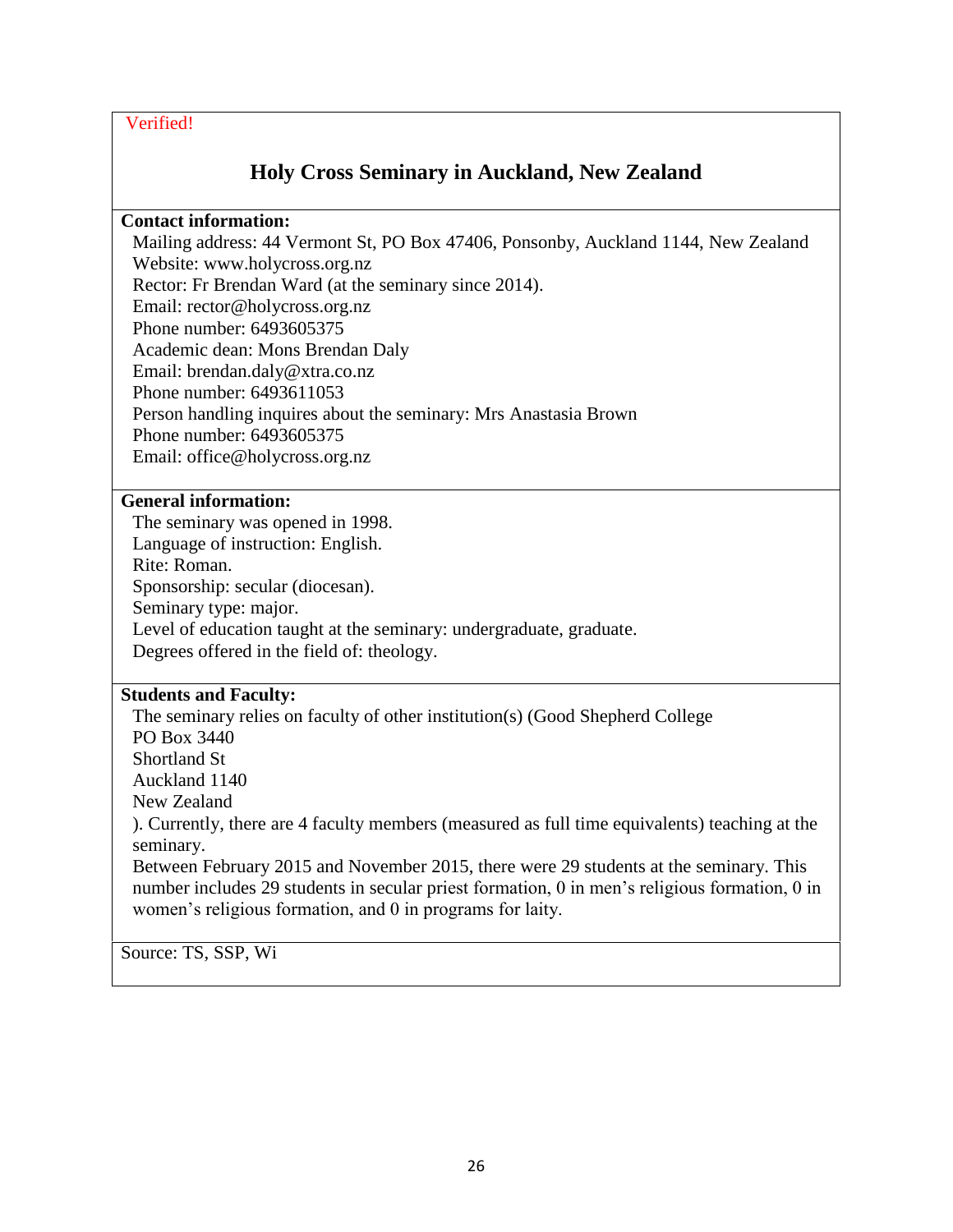Verified!

## Holy Cross Seminary in Auckland, New Zealand

**Contact information:**

Mailing address: 44 Vermont St, PO Box 47406, Ponsonby, Auckland 1144, New Zealand
Website: www.holycross.org.nz
Rector: Fr Brendan Ward (at the seminary since 2014).
Email: rector@holycross.org.nz
Phone number: 6493605375
Academic dean: Mons Brendan Daly
Email: brendan.daly@xtra.co.nz
Phone number: 6493611053
Person handling inquires about the seminary: Mrs Anastasia Brown
Phone number: 6493605375
Email: office@holycross.org.nz

**General information:**

The seminary was opened in 1998.
Language of instruction: English.
Rite: Roman.
Sponsorship: secular (diocesan).
Seminary type: major.
Level of education taught at the seminary: undergraduate, graduate.
Degrees offered in the field of: theology.

**Students and Faculty:**

The seminary relies on faculty of other institution(s) (Good Shepherd College
PO Box 3440
Shortland St
Auckland 1140
New Zealand
). Currently, there are 4 faculty members (measured as full time equivalents) teaching at the seminary.
Between February 2015 and November 2015, there were 29 students at the seminary. This number includes 29 students in secular priest formation, 0 in men's religious formation, 0 in women's religious formation, and 0 in programs for laity.

Source: TS, SSP, Wi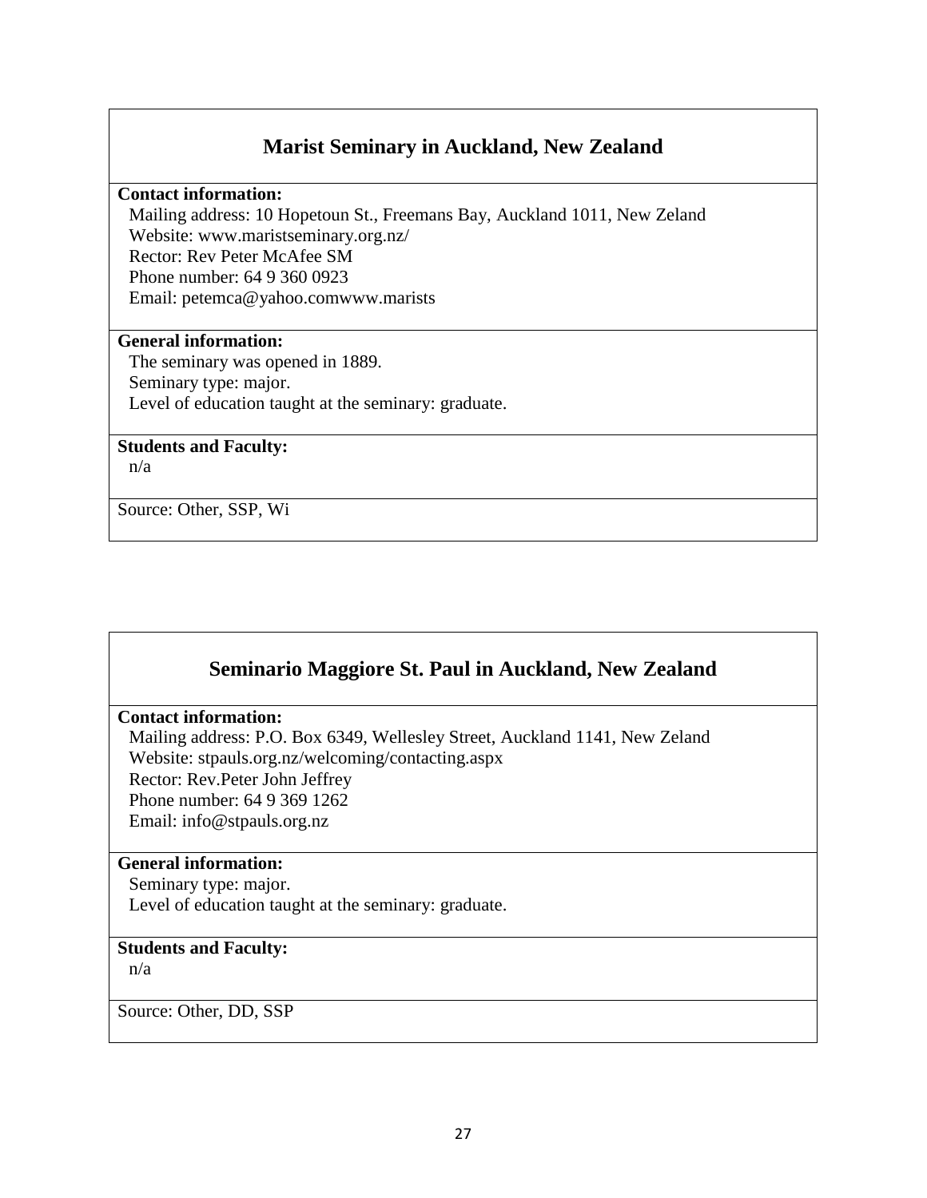## Marist Seminary in Auckland, New Zealand

**Contact information:**

Mailing address: 10 Hopetoun St., Freemans Bay, Auckland 1011, New Zeland
Website: www.maristseminary.org.nz/
Rector: Rev Peter McAfee SM
Phone number: 64 9 360 0923
Email: petemca@yahoo.comwww.marists

**General information:**

The seminary was opened in 1889.
Seminary type: major.
Level of education taught at the seminary: graduate.

**Students and Faculty:**

n/a

Source: Other, SSP, Wi

## Seminario Maggiore St. Paul in Auckland, New Zealand

**Contact information:**

Mailing address: P.O. Box 6349, Wellesley Street, Auckland 1141, New Zeland
Website: stpauls.org.nz/welcoming/contacting.aspx
Rector: Rev.Peter John Jeffrey
Phone number: 64 9 369 1262
Email: info@stpauls.org.nz

**General information:**

Seminary type: major.
Level of education taught at the seminary: graduate.

**Students and Faculty:**

n/a

Source: Other, DD, SSP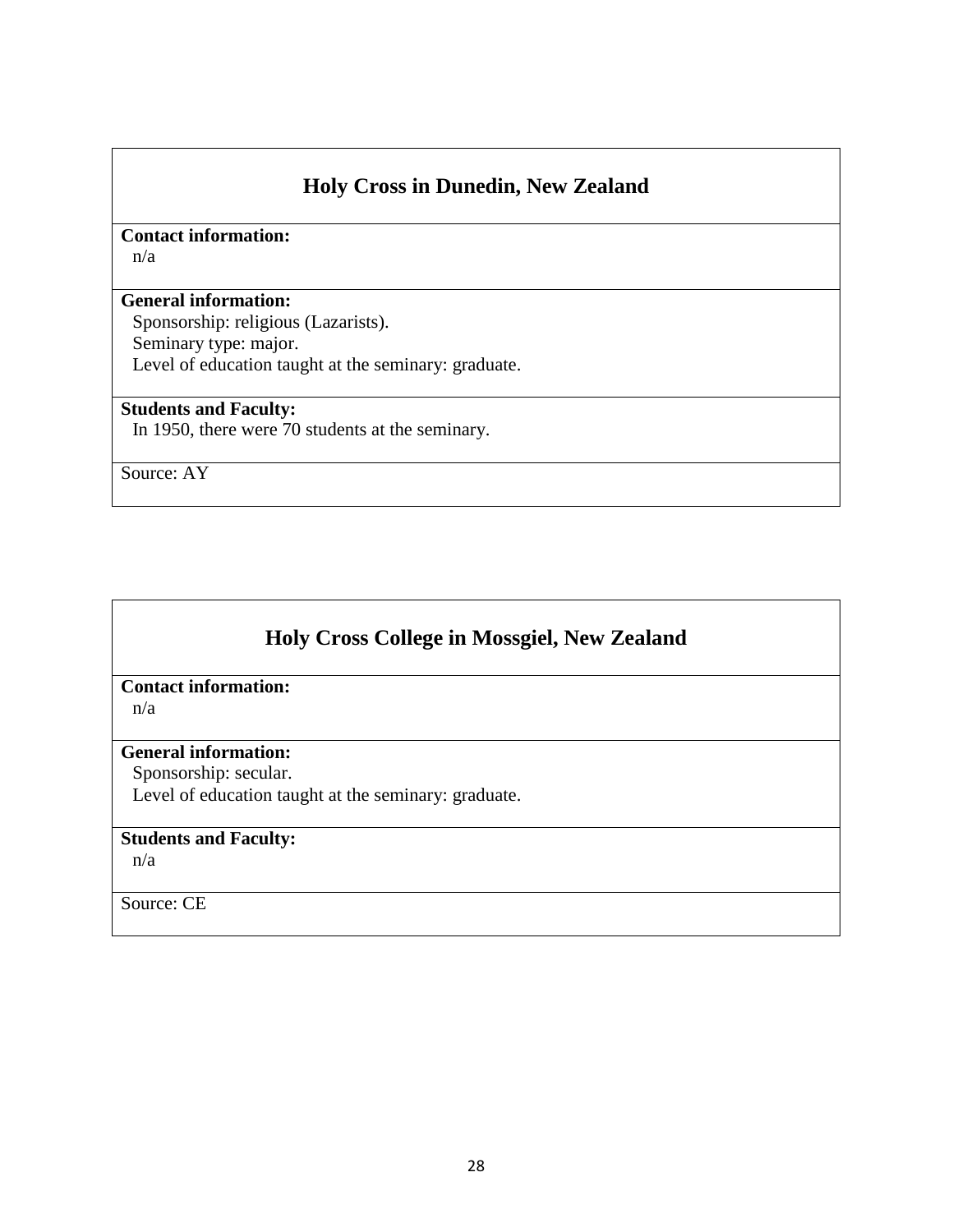## Holy Cross in Dunedin, New Zealand

**Contact information:**
n/a

**General information:**
Sponsorship: religious (Lazarists).
Seminary type: major.
Level of education taught at the seminary: graduate.

**Students and Faculty:**
In 1950, there were 70 students at the seminary.

Source: AY

## Holy Cross College in Mossgiel, New Zealand

**Contact information:**
n/a

**General information:**
Sponsorship: secular.
Level of education taught at the seminary: graduate.

**Students and Faculty:**
n/a

Source: CE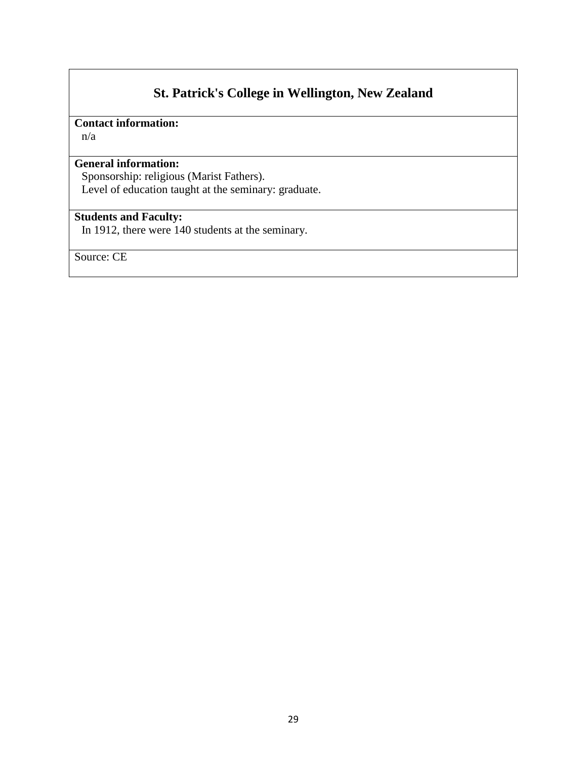## St. Patrick's College in Wellington, New Zealand

**Contact information:**
n/a

**General information:**
Sponsorship: religious (Marist Fathers).
Level of education taught at the seminary: graduate.

**Students and Faculty:**
In 1912, there were 140 students at the seminary.

Source: CE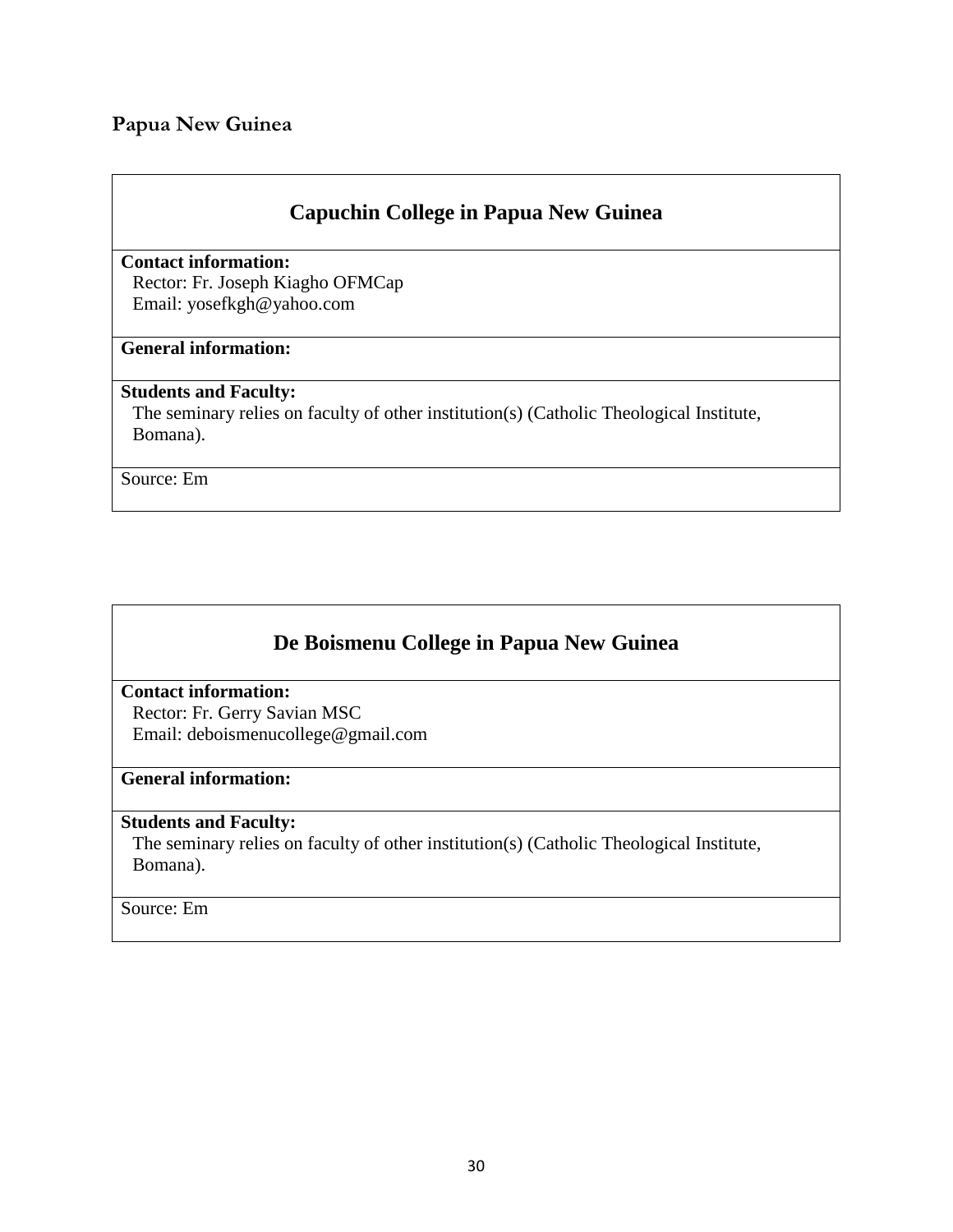## Papua New Guinea

### Capuchin College in Papua New Guinea

**Contact information:**
Rector: Fr. Joseph Kiagho OFMCap
Email: yosefkgh@yahoo.com

**General information:**

**Students and Faculty:**
The seminary relies on faculty of other institution(s) (Catholic Theological Institute, Bomana).

Source: Em

### De Boismenu College in Papua New Guinea

**Contact information:**
Rector: Fr. Gerry Savian MSC
Email: deboismenucollege@gmail.com

**General information:**

**Students and Faculty:**
The seminary relies on faculty of other institution(s) (Catholic Theological Institute, Bomana).

Source: Em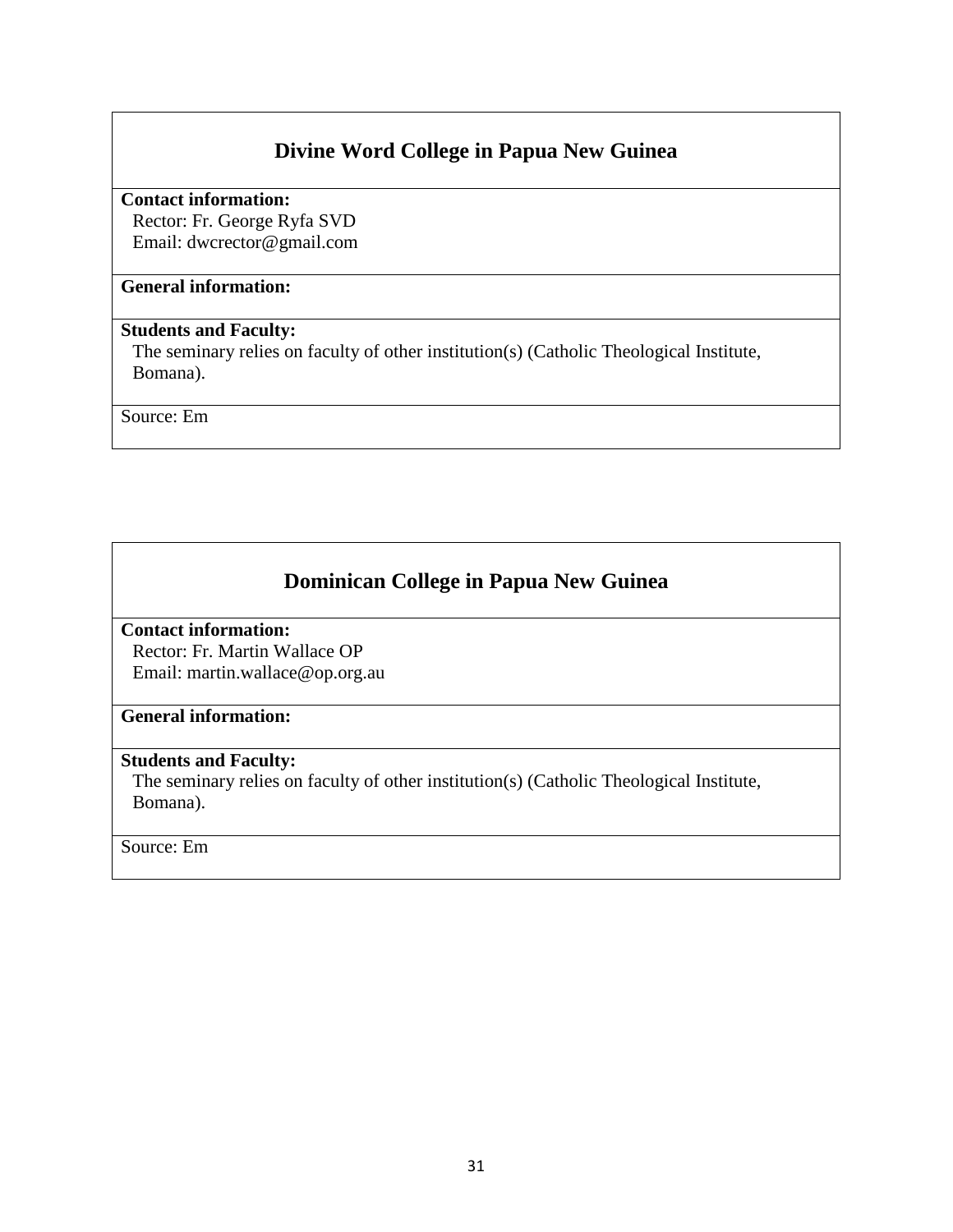## Divine Word College in Papua New Guinea

**Contact information:**

Rector: Fr. George Ryfa SVD
Email: dwcrector@gmail.com

**General information:**

**Students and Faculty:**

The seminary relies on faculty of other institution(s) (Catholic Theological Institute, Bomana).

Source: Em

## Dominican College in Papua New Guinea

**Contact information:**

Rector: Fr. Martin Wallace OP
Email: martin.wallace@op.org.au

**General information:**

**Students and Faculty:**

The seminary relies on faculty of other institution(s) (Catholic Theological Institute, Bomana).

Source: Em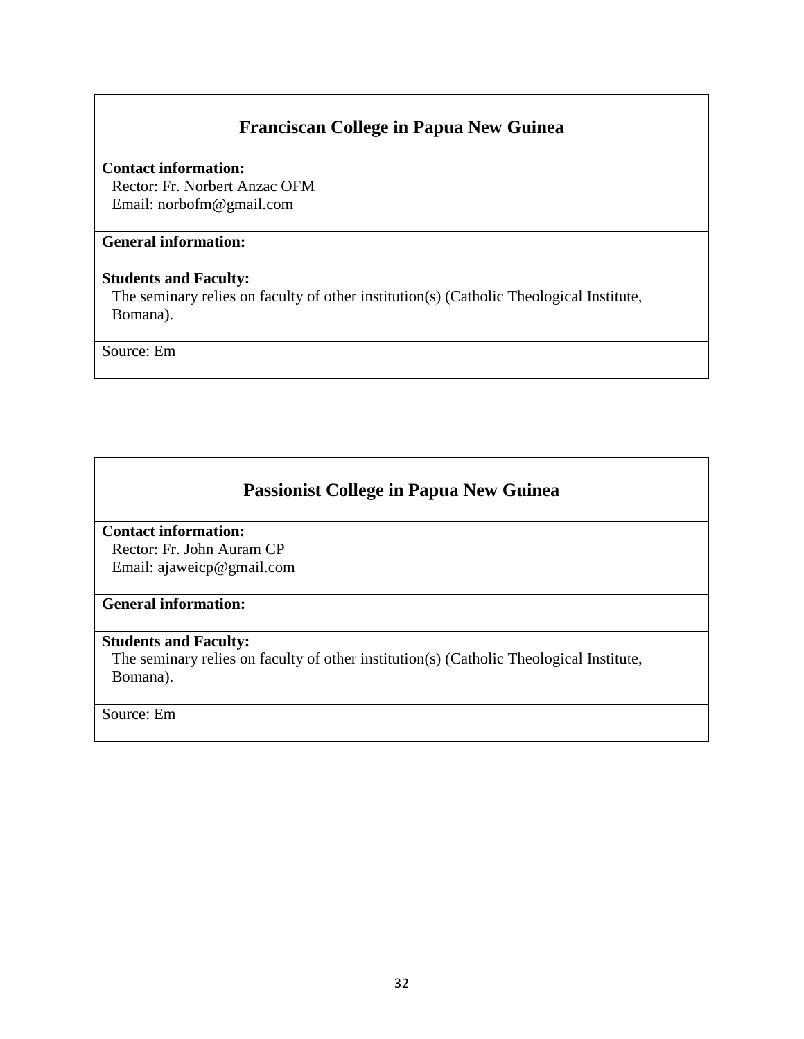## Franciscan College in Papua New Guinea

**Contact information:**
Rector: Fr. Norbert Anzac OFM
Email: norbofm@gmail.com

**General information:**

**Students and Faculty:**
The seminary relies on faculty of other institution(s) (Catholic Theological Institute, Bomana).

Source: Em

## Passionist College in Papua New Guinea

**Contact information:**
Rector: Fr. John Auram CP
Email: ajaweicp@gmail.com

**General information:**

**Students and Faculty:**
The seminary relies on faculty of other institution(s) (Catholic Theological Institute, Bomana).

Source: Em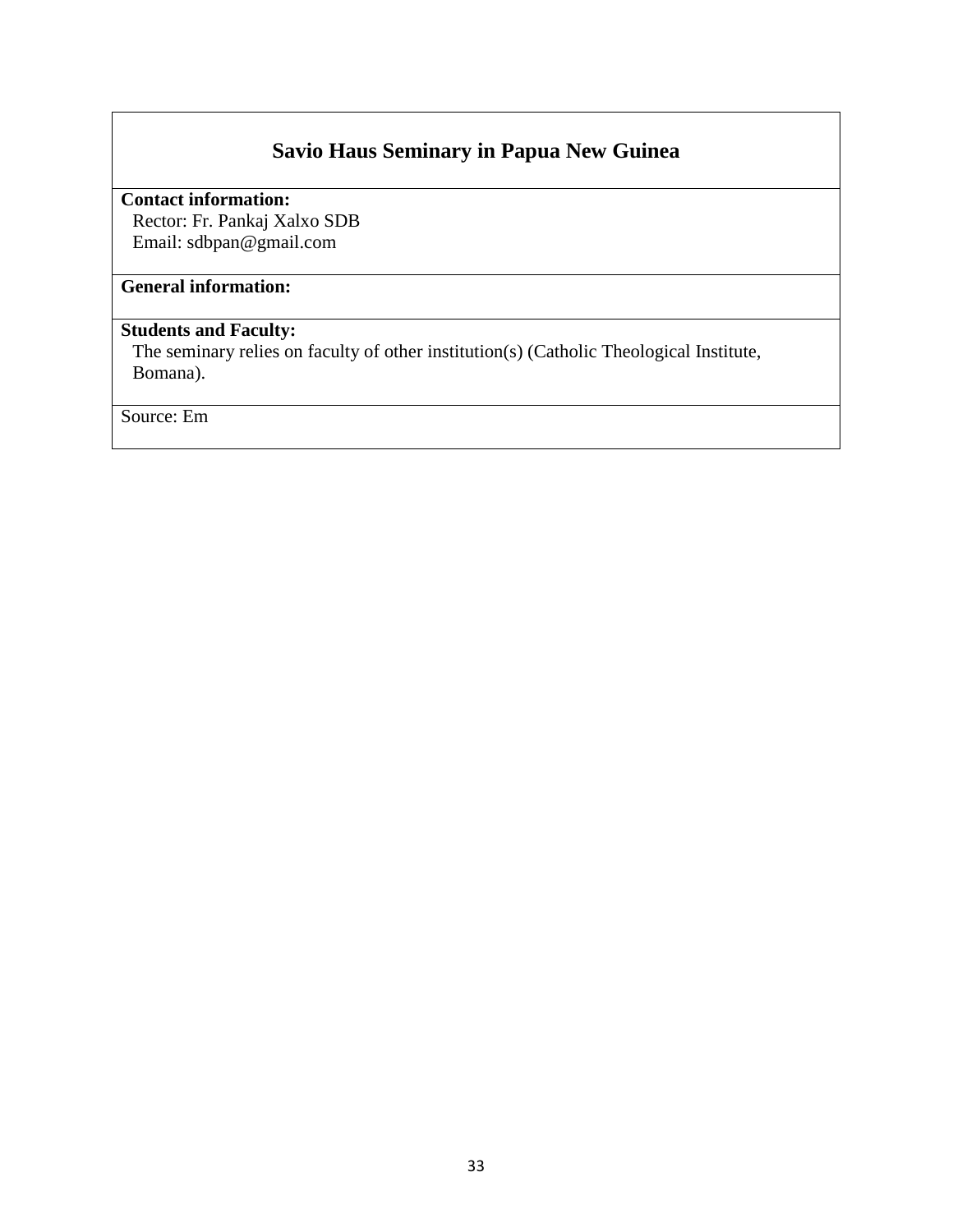## Savio Haus Seminary in Papua New Guinea

**Contact information:**

Rector: Fr. Pankaj Xalxo SDB
Email: sdbpan@gmail.com

**General information:**

**Students and Faculty:**

The seminary relies on faculty of other institution(s) (Catholic Theological Institute, Bomana).

Source: Em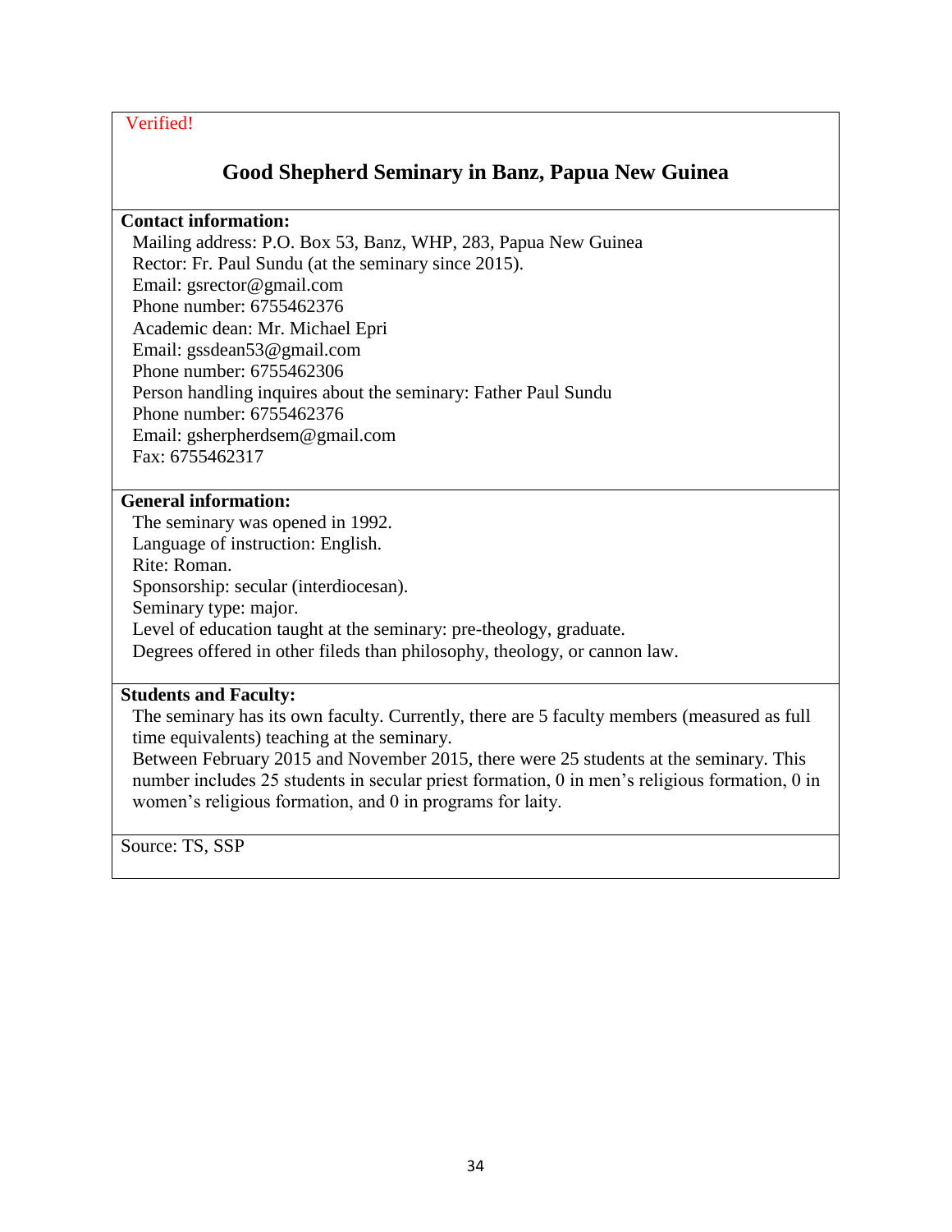Verified!

## Good Shepherd Seminary in Banz, Papua New Guinea

**Contact information:**

Mailing address: P.O. Box 53, Banz, WHP, 283, Papua New Guinea
Rector: Fr. Paul Sundu (at the seminary since 2015).
Email: gsrector@gmail.com
Phone number: 6755462376
Academic dean: Mr. Michael Epri
Email: gssdean53@gmail.com
Phone number: 6755462306
Person handling inquires about the seminary: Father Paul Sundu
Phone number: 6755462376
Email: gsherpherdsem@gmail.com
Fax: 6755462317

**General information:**

The seminary was opened in 1992.
Language of instruction: English.
Rite: Roman.
Sponsorship: secular (interdiocesan).
Seminary type: major.
Level of education taught at the seminary: pre-theology, graduate.
Degrees offered in other fileds than philosophy, theology, or cannon law.

**Students and Faculty:**

The seminary has its own faculty. Currently, there are 5 faculty members (measured as full time equivalents) teaching at the seminary.
Between February 2015 and November 2015, there were 25 students at the seminary. This number includes 25 students in secular priest formation, 0 in men's religious formation, 0 in women's religious formation, and 0 in programs for laity.

Source: TS, SSP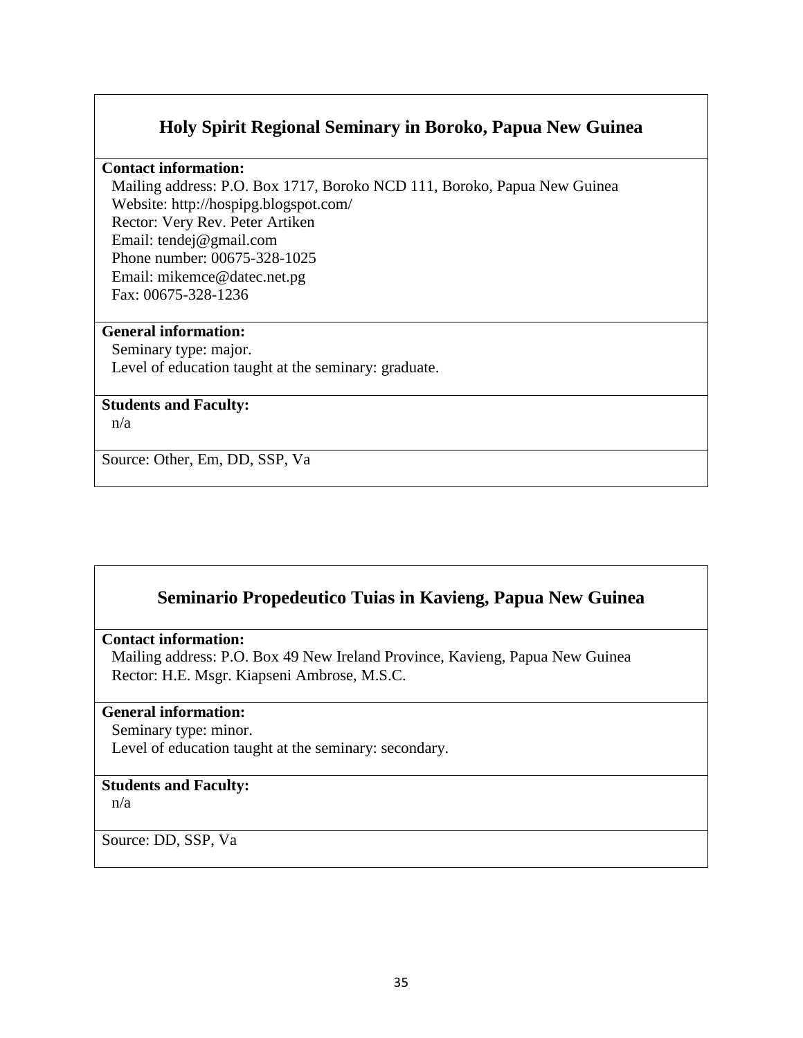## Holy Spirit Regional Seminary in Boroko, Papua New Guinea

**Contact information:**

Mailing address: P.O. Box 1717, Boroko NCD 111, Boroko, Papua New Guinea
Website: http://hospipg.blogspot.com/
Rector: Very Rev. Peter Artiken
Email: tendej@gmail.com
Phone number: 00675-328-1025
Email: mikemce@datec.net.pg
Fax: 00675-328-1236

**General information:**

Seminary type: major.
Level of education taught at the seminary: graduate.

**Students and Faculty:**

n/a

Source: Other, Em, DD, SSP, Va

## Seminario Propedeutico Tuias in Kavieng, Papua New Guinea

**Contact information:**

Mailing address: P.O. Box 49 New Ireland Province, Kavieng, Papua New Guinea
Rector: H.E. Msgr. Kiapseni Ambrose, M.S.C.

**General information:**

Seminary type: minor.
Level of education taught at the seminary: secondary.

**Students and Faculty:**

n/a

Source: DD, SSP, Va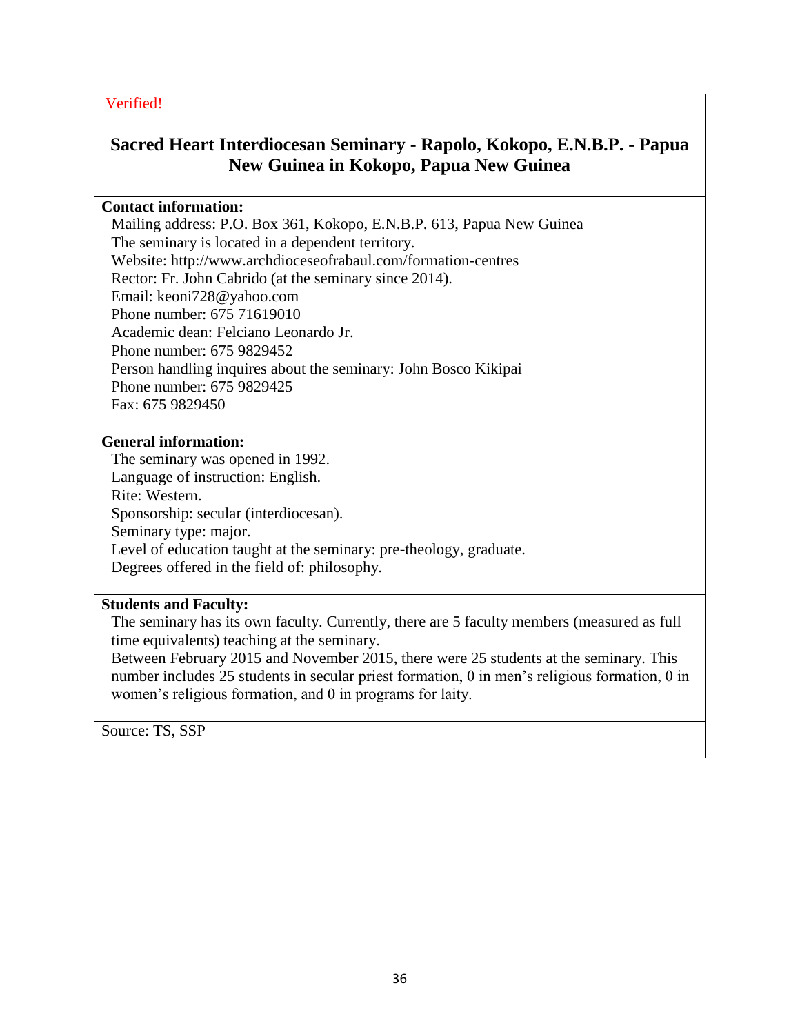Verified!

## Sacred Heart Interdiocesan Seminary - Rapolo, Kokopo, E.N.B.P. - Papua New Guinea in Kokopo, Papua New Guinea

**Contact information:**

Mailing address: P.O. Box 361, Kokopo, E.N.B.P. 613, Papua New Guinea
The seminary is located in a dependent territory.
Website: http://www.archdioceseofrabaul.com/formation-centres
Rector: Fr. John Cabrido (at the seminary since 2014).
Email: keoni728@yahoo.com
Phone number: 675 71619010
Academic dean: Felciano Leonardo Jr.
Phone number: 675 9829452
Person handling inquires about the seminary: John Bosco Kikipai
Phone number: 675 9829425
Fax: 675 9829450

**General information:**

The seminary was opened in 1992.
Language of instruction: English.
Rite: Western.
Sponsorship: secular (interdiocesan).
Seminary type: major.
Level of education taught at the seminary: pre-theology, graduate.
Degrees offered in the field of: philosophy.

**Students and Faculty:**

The seminary has its own faculty. Currently, there are 5 faculty members (measured as full time equivalents) teaching at the seminary.
Between February 2015 and November 2015, there were 25 students at the seminary. This number includes 25 students in secular priest formation, 0 in men's religious formation, 0 in women's religious formation, and 0 in programs for laity.

Source: TS, SSP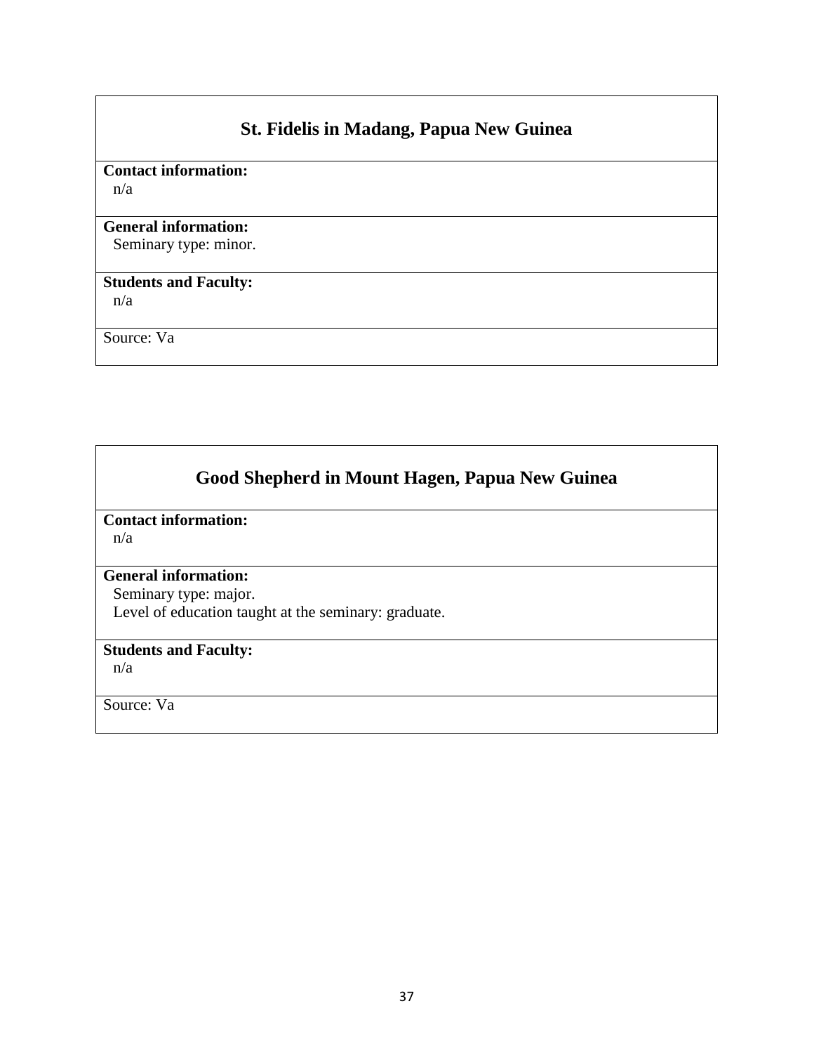## St. Fidelis in Madang, Papua New Guinea

**Contact information:**
n/a

**General information:**
Seminary type: minor.

**Students and Faculty:**
n/a

Source: Va

## Good Shepherd in Mount Hagen, Papua New Guinea

**Contact information:**
n/a

**General information:**
Seminary type: major.
Level of education taught at the seminary: graduate.

**Students and Faculty:**
n/a

Source: Va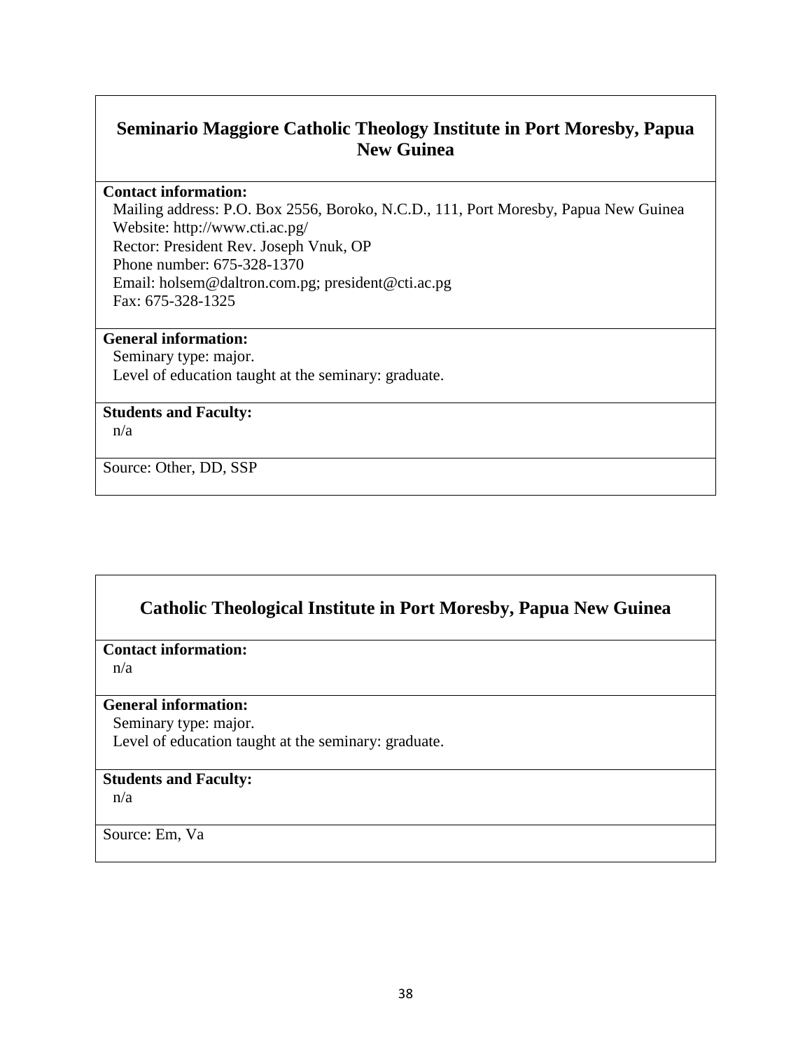## Seminario Maggiore Catholic Theology Institute in Port Moresby, Papua New Guinea

**Contact information:**

Mailing address: P.O. Box 2556, Boroko, N.C.D., 111, Port Moresby, Papua New Guinea
Website: http://www.cti.ac.pg/
Rector: President Rev. Joseph Vnuk, OP
Phone number: 675-328-1370
Email: holsem@daltron.com.pg; president@cti.ac.pg
Fax: 675-328-1325

**General information:**

Seminary type: major.
Level of education taught at the seminary: graduate.

**Students and Faculty:**

n/a

Source: Other, DD, SSP

## Catholic Theological Institute in Port Moresby, Papua New Guinea

**Contact information:**

n/a

**General information:**

Seminary type: major.
Level of education taught at the seminary: graduate.

**Students and Faculty:**

n/a

Source: Em, Va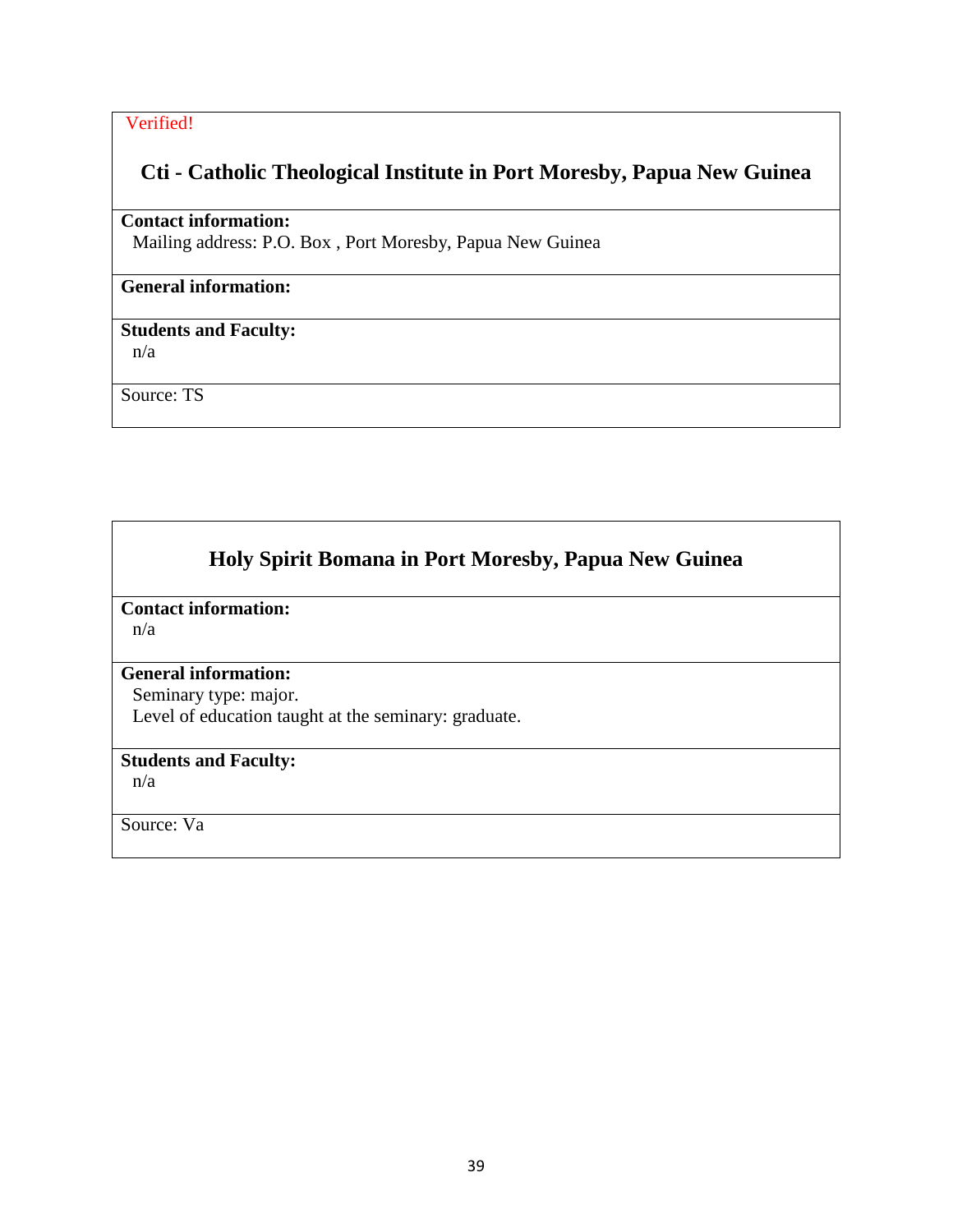Verified!

## Cti - Catholic Theological Institute in Port Moresby, Papua New Guinea

**Contact information:**

Mailing address: P.O. Box , Port Moresby, Papua New Guinea

**General information:**

**Students and Faculty:**

n/a

Source: TS

## Holy Spirit Bomana in Port Moresby, Papua New Guinea

**Contact information:**

n/a

**General information:**

Seminary type: major.

Level of education taught at the seminary: graduate.

**Students and Faculty:**

n/a

Source: Va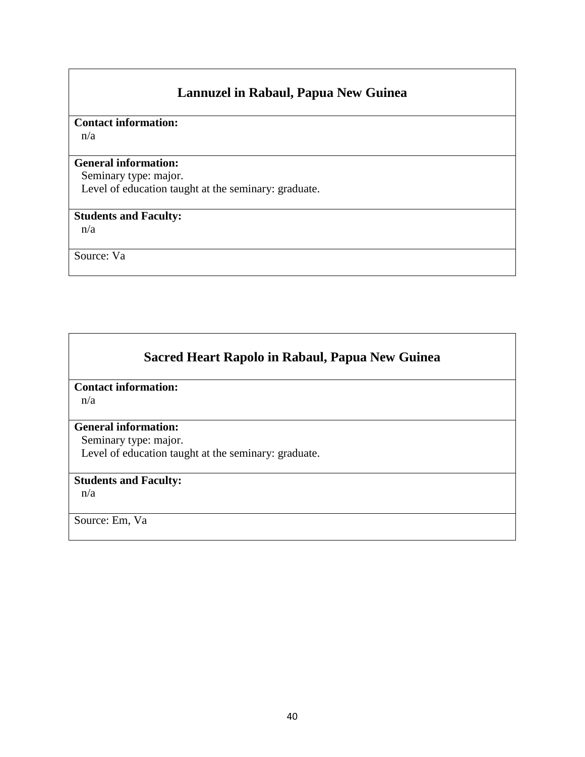## Lannuzel in Rabaul, Papua New Guinea

**Contact information:**
n/a

**General information:**
Seminary type: major.
Level of education taught at the seminary: graduate.

**Students and Faculty:**
n/a

Source: Va

## Sacred Heart Rapolo in Rabaul, Papua New Guinea

**Contact information:**
n/a

**General information:**
Seminary type: major.
Level of education taught at the seminary: graduate.

**Students and Faculty:**
n/a

Source: Em, Va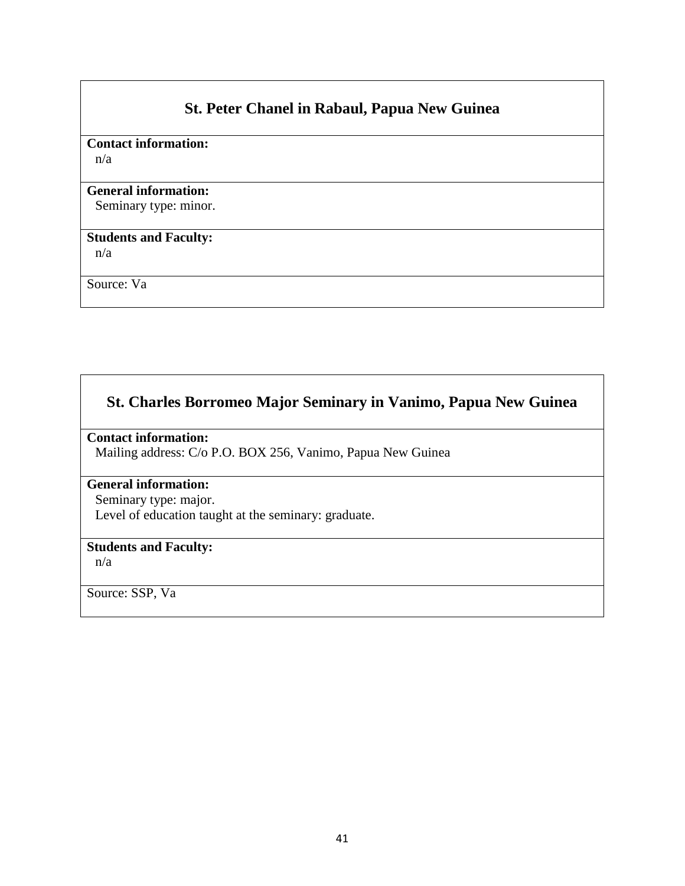## St. Peter Chanel in Rabaul, Papua New Guinea

**Contact information:**
n/a

**General information:**
Seminary type: minor.

**Students and Faculty:**
n/a

Source: Va

## St. Charles Borromeo Major Seminary in Vanimo, Papua New Guinea

**Contact information:**
Mailing address: C/o P.O. BOX 256, Vanimo, Papua New Guinea

**General information:**
Seminary type: major.
Level of education taught at the seminary: graduate.

**Students and Faculty:**
n/a

Source: SSP, Va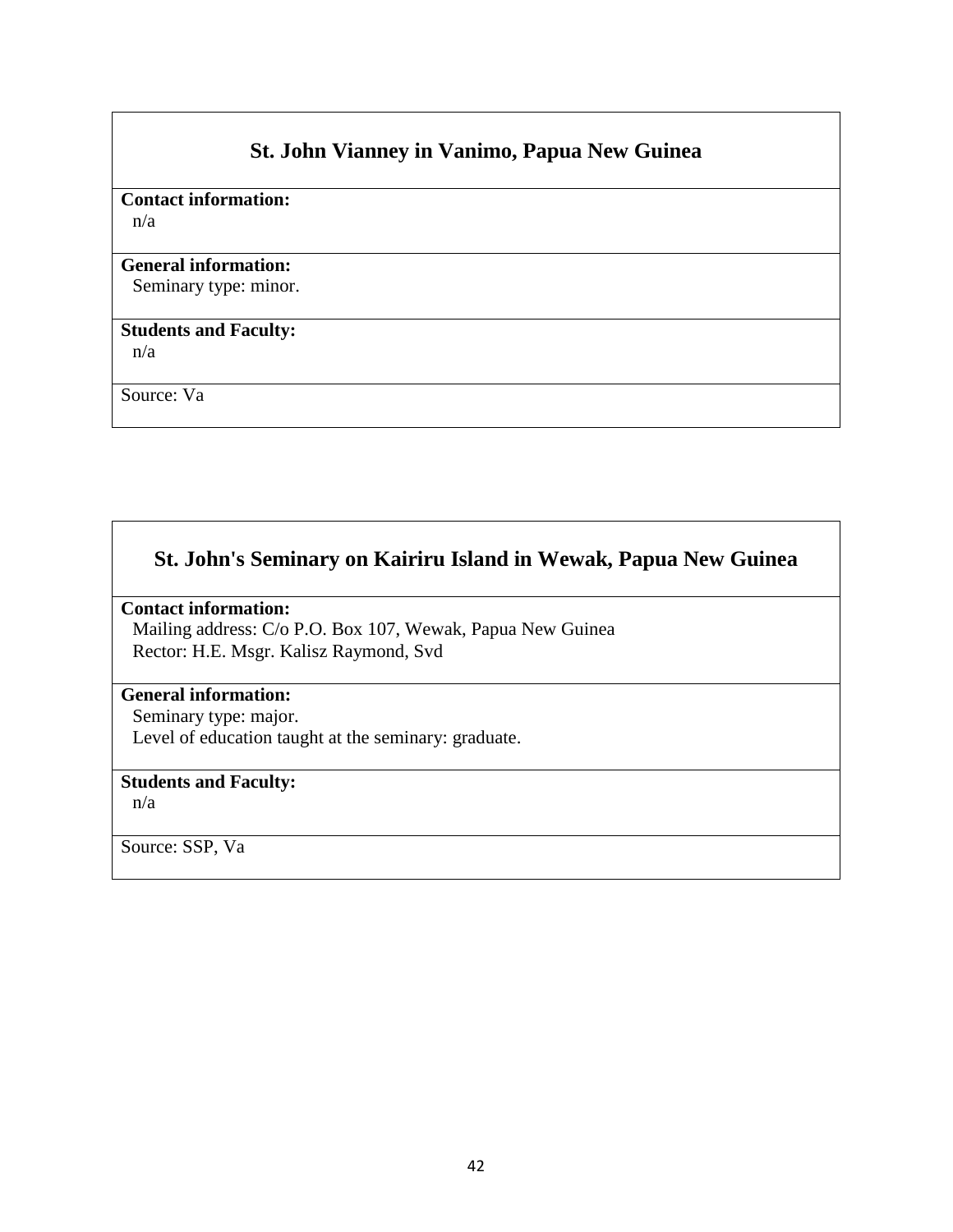## St. John Vianney in Vanimo, Papua New Guinea

**Contact information:**
n/a

**General information:**
Seminary type: minor.

**Students and Faculty:**
n/a

Source: Va

## St. John's Seminary on Kairiru Island in Wewak, Papua New Guinea

**Contact information:**
Mailing address: C/o P.O. Box 107, Wewak, Papua New Guinea
Rector: H.E. Msgr. Kalisz Raymond, Svd

**General information:**
Seminary type: major.
Level of education taught at the seminary: graduate.

**Students and Faculty:**
n/a

Source: SSP, Va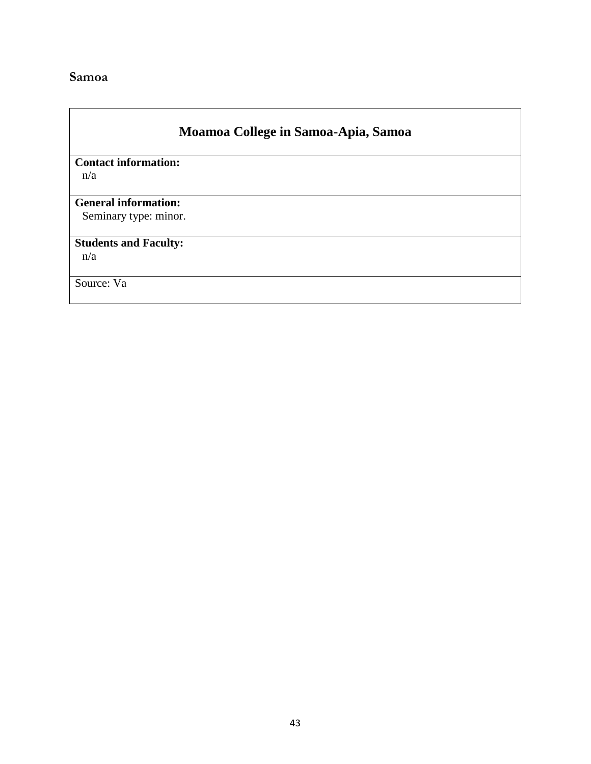## Samoa

| Moamoa College in Samoa-Apia, Samoa |
|---|
| **Contact information:**<br>n/a |
| **General information:**<br>Seminary type: minor. |
| **Students and Faculty:**<br>n/a |
| Source: Va |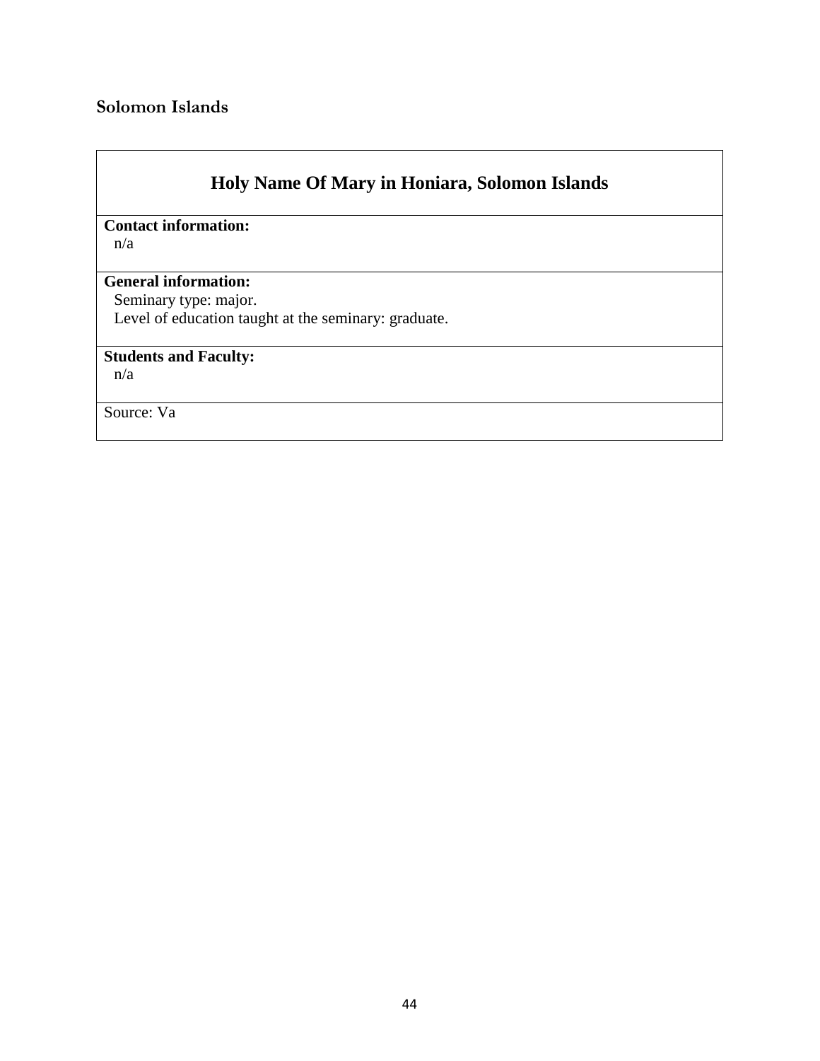## Solomon Islands

### Holy Name Of Mary in Honiara, Solomon Islands

**Contact information:**
n/a

**General information:**
Seminary type: major.
Level of education taught at the seminary: graduate.

**Students and Faculty:**
n/a

Source: Va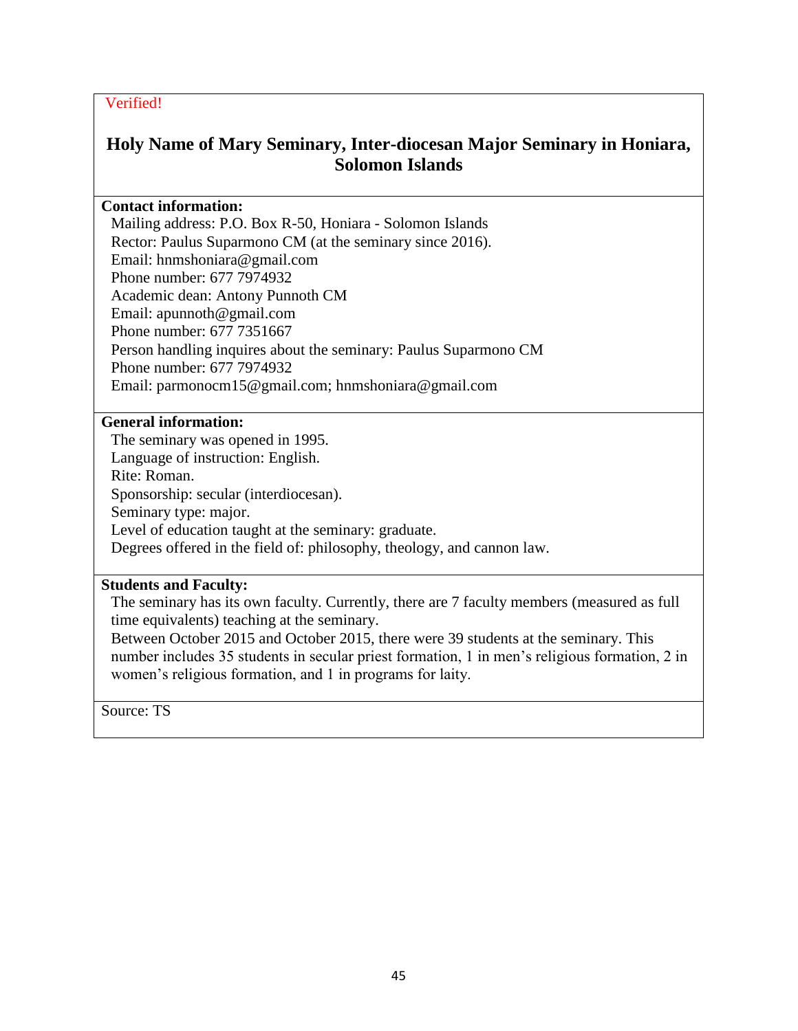Verified!

## Holy Name of Mary Seminary, Inter-diocesan Major Seminary in Honiara, Solomon Islands

**Contact information:**

Mailing address: P.O. Box R-50, Honiara - Solomon Islands
Rector: Paulus Suparmono CM (at the seminary since 2016).
Email: hnmshoniara@gmail.com
Phone number: 677 7974932
Academic dean: Antony Punnoth CM
Email: apunnoth@gmail.com
Phone number: 677 7351667
Person handling inquires about the seminary: Paulus Suparmono CM
Phone number: 677 7974932
Email: parmonocm15@gmail.com; hnmshoniara@gmail.com

**General information:**

The seminary was opened in 1995.
Language of instruction: English.
Rite: Roman.
Sponsorship: secular (interdiocesan).
Seminary type: major.
Level of education taught at the seminary: graduate.
Degrees offered in the field of: philosophy, theology, and cannon law.

**Students and Faculty:**

The seminary has its own faculty. Currently, there are 7 faculty members (measured as full time equivalents) teaching at the seminary.
Between October 2015 and October 2015, there were 39 students at the seminary. This number includes 35 students in secular priest formation, 1 in men's religious formation, 2 in women's religious formation, and 1 in programs for laity.

Source: TS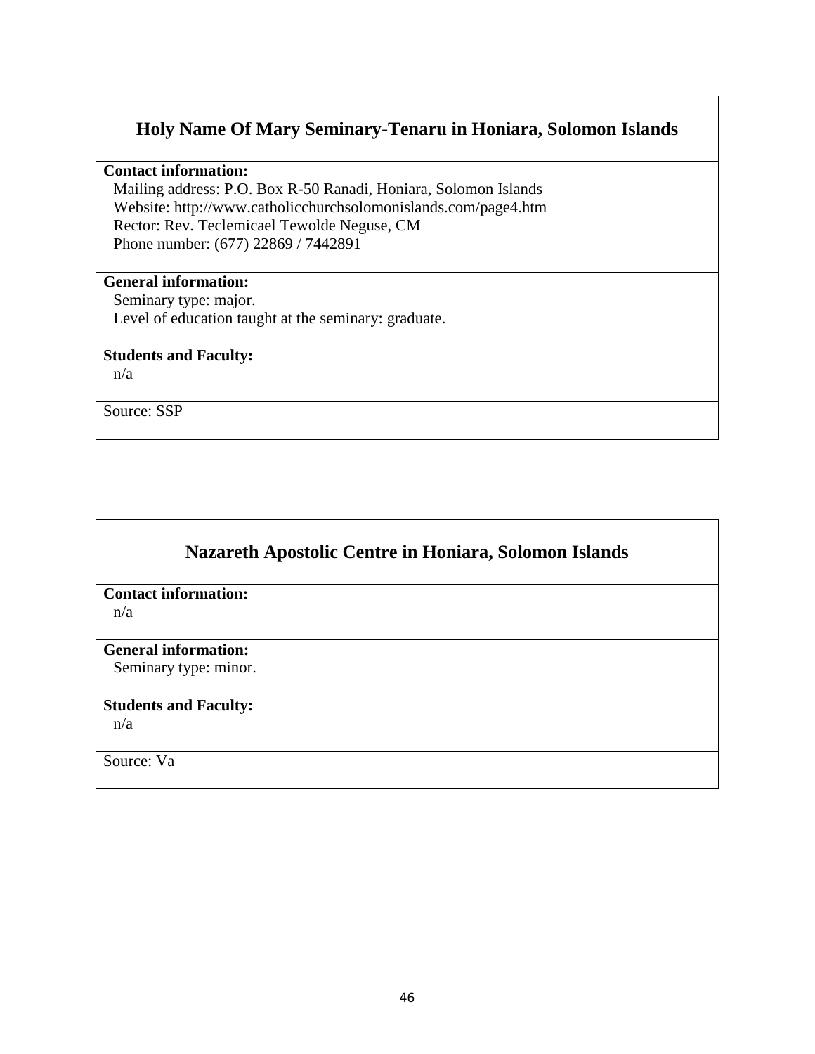## Holy Name Of Mary Seminary-Tenaru in Honiara, Solomon Islands

**Contact information:**

Mailing address: P.O. Box R-50 Ranadi, Honiara, Solomon Islands
Website: http://www.catholicchurchsolomonislands.com/page4.htm
Rector: Rev. Teclemicael Tewolde Neguse, CM
Phone number: (677) 22869 / 7442891

**General information:**

Seminary type: major.
Level of education taught at the seminary: graduate.

**Students and Faculty:**

n/a

Source: SSP

## Nazareth Apostolic Centre in Honiara, Solomon Islands

**Contact information:**

n/a

**General information:**

Seminary type: minor.

**Students and Faculty:**

n/a

Source: Va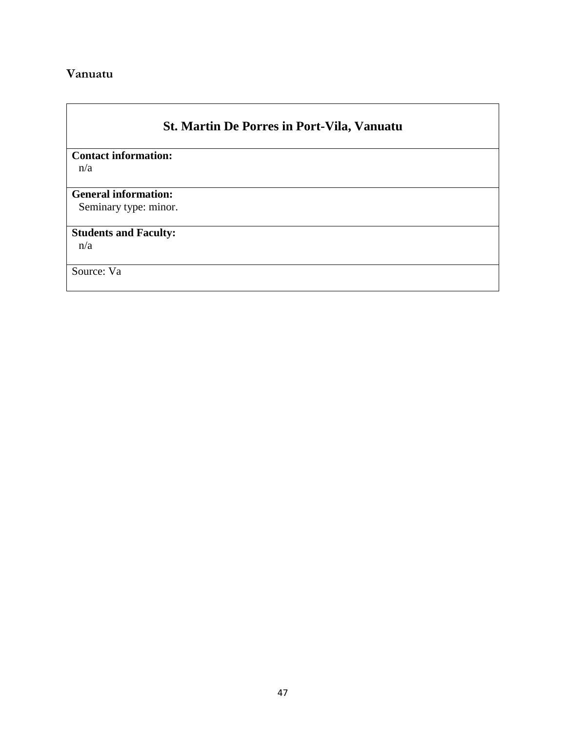## Vanuatu

| St. Martin De Porres in Port-Vila, Vanuatu |
|---|
| **Contact information:**<br>n/a |
| **General information:**<br>Seminary type: minor. |
| **Students and Faculty:**<br>n/a |
| Source: Va |